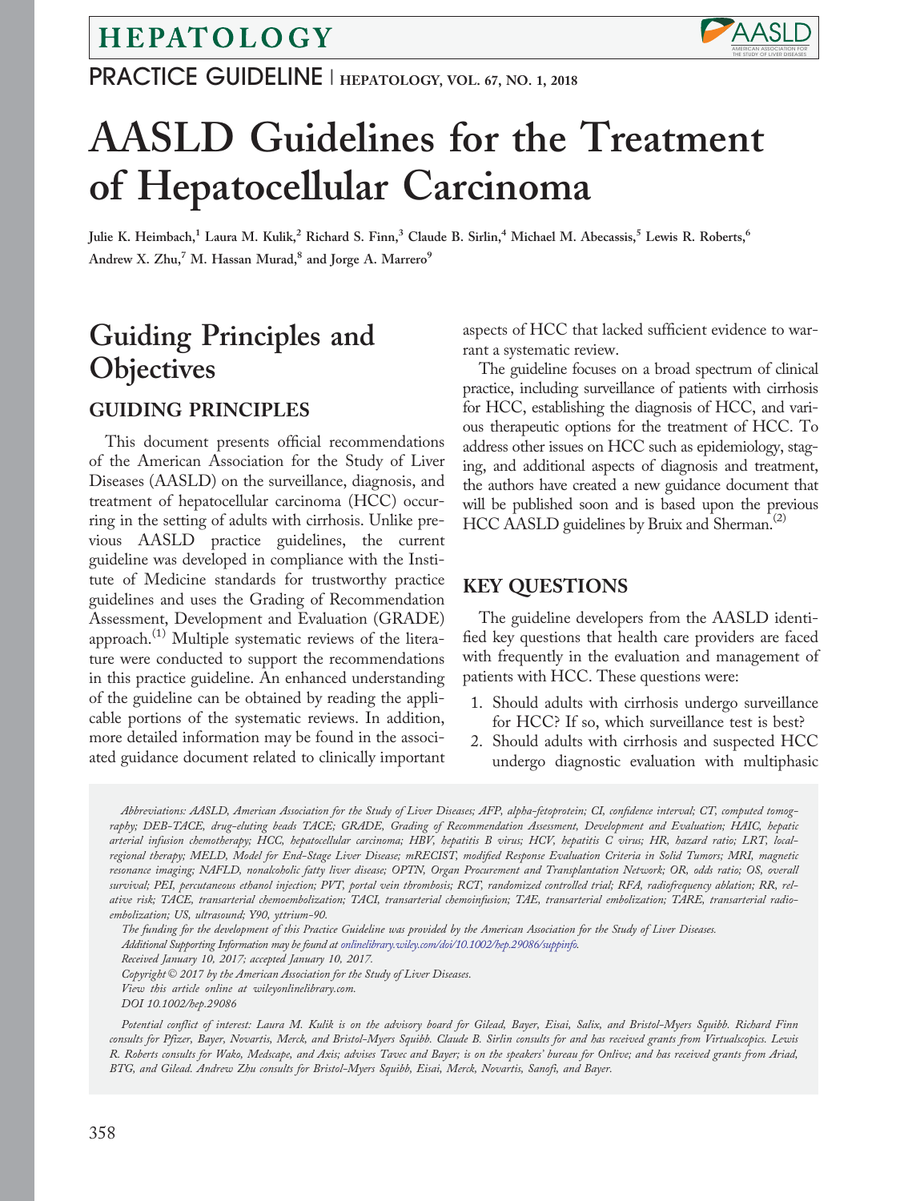# AASLD Guidelines for the Treatment of Hepatocellular Carcinoma

Julie K. Heimbach,[1] Laura M. Kulik,[2] Richard S. Finn,[3] Claude B. Sirlin,[4] Michael M. Abecassis,[5] Lewis R. Roberts,[6] Andrew X. Zhu,[7] M. Hassan Murad,[8] and Jorge A. Marrero[9]

## Guiding Principles and Objectives

### GUIDING PRINCIPLES

This document presents official recommendations of the American Association for the Study of Liver Diseases (AASLD) on the surveillance, diagnosis, and treatment of hepatocellular carcinoma (HCC) occurring in the setting of adults with cirrhosis. Unlike previous AASLD practice guidelines, the current guideline was developed in compliance with the Institute of Medicine standards for trustworthy practice guidelines and uses the Grading of Recommendation Assessment, Development and Evaluation (GRADE) approach.[1] Multiple systematic reviews of the literature were conducted to support the recommendations in this practice guideline. An enhanced understanding of the guideline can be obtained by reading the applicable portions of the systematic reviews. In addition, more detailed information may be found in the associated guidance document related to clinically important aspects of HCC that lacked sufficient evidence to warrant a systematic review.

The guideline focuses on a broad spectrum of clinical practice, including surveillance of patients with cirrhosis for HCC, establishing the diagnosis of HCC, and various therapeutic options for the treatment of HCC. To address other issues on HCC such as epidemiology, staging, and additional aspects of diagnosis and treatment, the authors have created a new guidance document that will be published soon and is based upon the previous HCC AASLD guidelines by Bruix and Sherman.[2]

### KEY QUESTIONS

The guideline developers from the AASLD identified key questions that health care providers are faced with frequently in the evaluation and management of patients with HCC. These questions were:

1. Should adults with cirrhosis undergo surveillance for HCC? If so, which surveillance test is best?
2. Should adults with cirrhosis and suspected HCC undergo diagnostic evaluation with multiphasic

*Abbreviations: AASLD, American Association for the Study of Liver Diseases; AFP, alpha-fetoprotein; CI, confidence interval; CT, computed tomography; DEB-TACE, drug-eluting beads TACE; GRADE, Grading of Recommendation Assessment, Development and Evaluation; HAIC, hepatic arterial infusion chemotherapy; HCC, hepatocellular carcinoma; HBV, hepatitis B virus; HCV, hepatitis C virus; HR, hazard ratio; LRT, local-regional therapy; MELD, Model for End-Stage Liver Disease; mRECIST, modified Response Evaluation Criteria in Solid Tumors; MRI, magnetic resonance imaging; NAFLD, nonalcoholic fatty liver disease; OPTN, Organ Procurement and Transplantation Network; OR, odds ratio; OS, overall survival; PEI, percutaneous ethanol injection; PVT, portal vein thrombosis; RCT, randomized controlled trial; RFA, radiofrequency ablation; RR, relative risk; TACE, transarterial chemoembolization; TACI, transarterial chemoinfusion; TAE, transarterial embolization; TARE, transarterial radioembolization; US, ultrasound; Y90, yttrium-90.*

*The funding for the development of this Practice Guideline was provided by the American Association for the Study of Liver Diseases.*

*Additional Supporting Information may be found at onlinelibrary.wiley.com/doi/10.1002/hep.29086/suppinfo.*

*Received January 10, 2017; accepted January 10, 2017.*

*Copyright © 2017 by the American Association for the Study of Liver Diseases.*

*View this article online at wileyonlinelibrary.com.*

*DOI 10.1002/hep.29086*

*Potential conflict of interest: Laura M. Kulik is on the advisory board for Gilead, Bayer, Eisai, Salix, and Bristol-Myers Squibb. Richard Finn consults for Pfizer, Bayer, Novartis, Merck, and Bristol-Myers Squibb. Claude B. Sirlin consults for and has received grants from Virtualscopics. Lewis R. Roberts consults for Wako, Medscape, and Axis; advises Tavec and Bayer; is on the speakers' bureau for Onlive; and has received grants from Ariad, BTG, and Gilead. Andrew Zhu consults for Bristol-Myers Squibb, Eisai, Merck, Novartis, Sanofi, and Bayer.*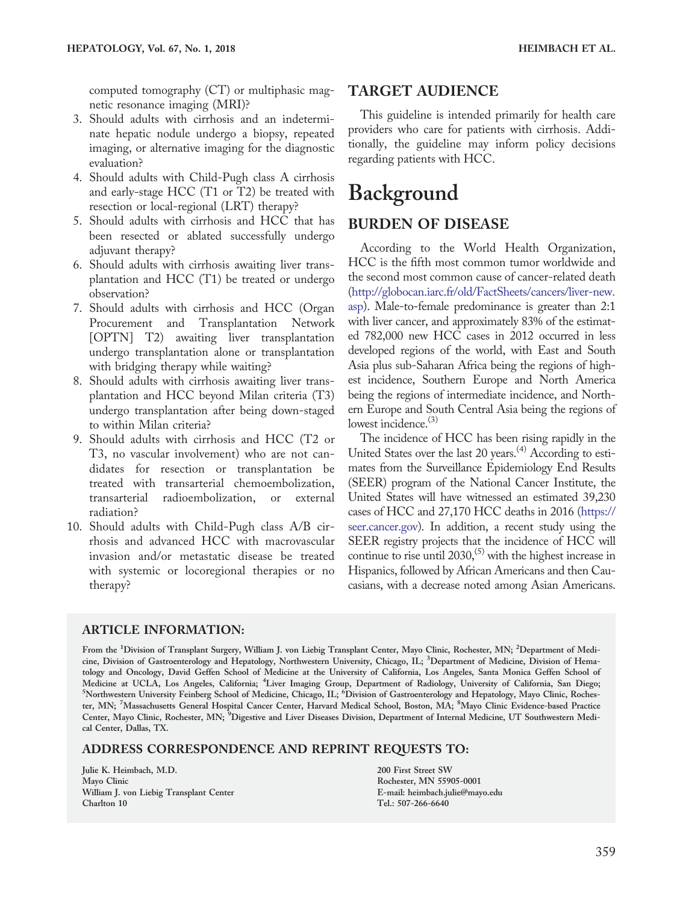computed tomography (CT) or multiphasic magnetic resonance imaging (MRI)?

3. Should adults with cirrhosis and an indeterminate hepatic nodule undergo a biopsy, repeated imaging, or alternative imaging for the diagnostic evaluation?
4. Should adults with Child-Pugh class A cirrhosis and early-stage HCC (T1 or T2) be treated with resection or local-regional (LRT) therapy?
5. Should adults with cirrhosis and HCC that has been resected or ablated successfully undergo adjuvant therapy?
6. Should adults with cirrhosis awaiting liver transplantation and HCC (T1) be treated or undergo observation?
7. Should adults with cirrhosis and HCC (Organ Procurement and Transplantation Network [OPTN] T2) awaiting liver transplantation undergo transplantation alone or transplantation with bridging therapy while waiting?
8. Should adults with cirrhosis awaiting liver transplantation and HCC beyond Milan criteria (T3) undergo transplantation after being down-staged to within Milan criteria?
9. Should adults with cirrhosis and HCC (T2 or T3, no vascular involvement) who are not candidates for resection or transplantation be treated with transarterial chemoembolization, transarterial radioembolization, or external radiation?
10. Should adults with Child-Pugh class A/B cirrhosis and advanced HCC with macrovascular invasion and/or metastatic disease be treated with systemic or locoregional therapies or no therapy?

## TARGET AUDIENCE

This guideline is intended primarily for health care providers who care for patients with cirrhosis. Additionally, the guideline may inform policy decisions regarding patients with HCC.

# Background

## BURDEN OF DISEASE

According to the World Health Organization, HCC is the fifth most common tumor worldwide and the second most common cause of cancer-related death (http://globocan.iarc.fr/old/FactSheets/cancers/liver-new.asp). Male-to-female predominance is greater than 2:1 with liver cancer, and approximately 83% of the estimated 782,000 new HCC cases in 2012 occurred in less developed regions of the world, with East and South Asia plus sub-Saharan Africa being the regions of highest incidence, Southern Europe and North America being the regions of intermediate incidence, and Northern Europe and South Central Asia being the regions of lowest incidence.[3]

The incidence of HCC has been rising rapidly in the United States over the last 20 years.[4] According to estimates from the Surveillance Epidemiology End Results (SEER) program of the National Cancer Institute, the United States will have witnessed an estimated 39,230 cases of HCC and 27,170 HCC deaths in 2016 (https://seer.cancer.gov). In addition, a recent study using the SEER registry projects that the incidence of HCC will continue to rise until 2030,[5] with the highest increase in Hispanics, followed by African Americans and then Caucasians, with a decrease noted among Asian Americans.

### ARTICLE INFORMATION:

From the [1]Division of Transplant Surgery, William J. von Liebig Transplant Center, Mayo Clinic, Rochester, MN; [2]Department of Medicine, Division of Gastroenterology and Hepatology, Northwestern University, Chicago, IL; [3]Department of Medicine, Division of Hematology and Oncology, David Geffen School of Medicine at the University of California, Los Angeles, Santa Monica Geffen School of Medicine at UCLA, Los Angeles, California; [4]Liver Imaging Group, Department of Radiology, University of California, San Diego; [5]Northwestern University Feinberg School of Medicine, Chicago, IL; [6]Division of Gastroenterology and Hepatology, Mayo Clinic, Rochester, MN; [7]Massachusetts General Hospital Cancer Center, Harvard Medical School, Boston, MA; [8]Mayo Clinic Evidence-based Practice Center, Mayo Clinic, Rochester, MN; [9]Digestive and Liver Diseases Division, Department of Internal Medicine, UT Southwestern Medical Center, Dallas, TX.

### ADDRESS CORRESPONDENCE AND REPRINT REQUESTS TO:

Julie K. Heimbach, M.D.
Mayo Clinic
William J. von Liebig Transplant Center
Charlton 10
200 First Street SW
Rochester, MN 55905-0001
E-mail: heimbach.julie@mayo.edu
Tel.: 507-266-6640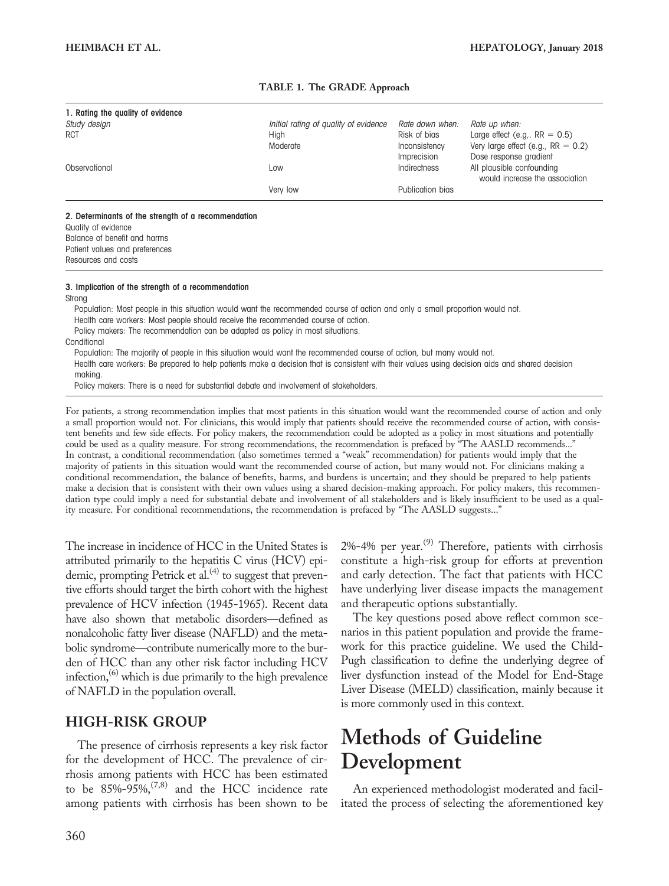**TABLE 1. The GRADE Approach**

| 1. Rating the quality of evidence | | | |
|---|---|---|---|
| *Study design* | *Initial rating of quality of evidence* | *Rate down when:* | *Rate up when:* |
| RCT | High | Risk of bias | Large effect (e.g,. RR = 0.5) |
| | Moderate | Inconsistency | Very large effect (e.g., RR = 0.2) |
| | | Imprecision | Dose response gradient |
| Observational | Low | Indirectness | All plausible confounding would increase the association |
| | Very low | Publication bias | |

**2. Determinants of the strength of a recommendation**

Quality of evidence
Balance of benefit and harms
Patient values and preferences
Resources and costs

**3. Implication of the strength of a recommendation**

Strong

- Population: Most people in this situation would want the recommended course of action and only a small proportion would not.
- Health care workers: Most people should receive the recommended course of action.
- Policy makers: The recommendation can be adapted as policy in most situations.

Conditional

- Population: The majority of people in this situation would want the recommended course of action, but many would not.
- Health care workers: Be prepared to help patients make a decision that is consistent with their values using decision aids and shared decision making.
- Policy makers: There is a need for substantial debate and involvement of stakeholders.

For patients, a strong recommendation implies that most patients in this situation would want the recommended course of action and only a small proportion would not. For clinicians, this would imply that patients should receive the recommended course of action, with consistent benefits and few side effects. For policy makers, the recommendation could be adopted as a policy in most situations and potentially could be used as a quality measure. For strong recommendations, the recommendation is prefaced by "The AASLD recommends..." In contrast, a conditional recommendation (also sometimes termed a "weak" recommendation) for patients would imply that the majority of patients in this situation would want the recommended course of action, but many would not. For clinicians making a conditional recommendation, the balance of benefits, harms, and burdens is uncertain; and they should be prepared to help patients make a decision that is consistent with their own values using a shared decision-making approach. For policy makers, this recommendation type could imply a need for substantial debate and involvement of all stakeholders and is likely insufficient to be used as a quality measure. For conditional recommendations, the recommendation is prefaced by "The AASLD suggests..."

The increase in incidence of HCC in the United States is attributed primarily to the hepatitis C virus (HCV) epidemic, prompting Petrick et al.[4] to suggest that preventive efforts should target the birth cohort with the highest prevalence of HCV infection (1945-1965). Recent data have also shown that metabolic disorders—defined as nonalcoholic fatty liver disease (NAFLD) and the metabolic syndrome—contribute numerically more to the burden of HCC than any other risk factor including HCV infection,[6] which is due primarily to the high prevalence of NAFLD in the population overall.

## HIGH-RISK GROUP

The presence of cirrhosis represents a key risk factor for the development of HCC. The prevalence of cirrhosis among patients with HCC has been estimated to be 85%-95%,[7,8] and the HCC incidence rate among patients with cirrhosis has been shown to be 2%-4% per year.[9] Therefore, patients with cirrhosis constitute a high-risk group for efforts at prevention and early detection. The fact that patients with HCC have underlying liver disease impacts the management and therapeutic options substantially.

The key questions posed above reflect common scenarios in this patient population and provide the framework for this practice guideline. We used the Child-Pugh classification to define the underlying degree of liver dysfunction instead of the Model for End-Stage Liver Disease (MELD) classification, mainly because it is more commonly used in this context.

# Methods of Guideline Development

An experienced methodologist moderated and facilitated the process of selecting the aforementioned key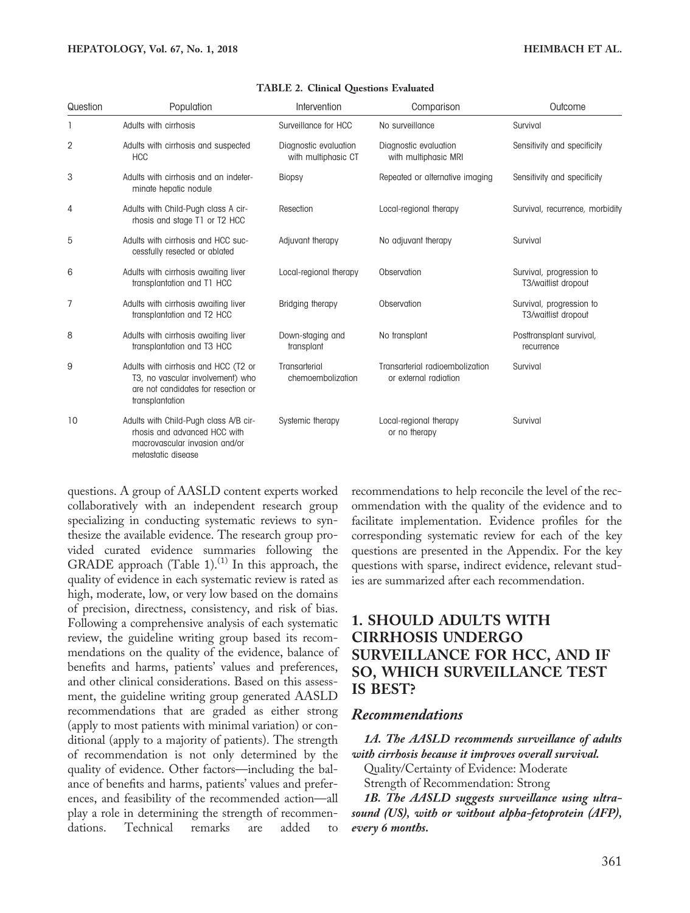**TABLE 2. Clinical Questions Evaluated**

| Question | Population | Intervention | Comparison | Outcome |
|---|---|---|---|---|
| 1 | Adults with cirrhosis | Surveillance for HCC | No surveillance | Survival |
| 2 | Adults with cirrhosis and suspected HCC | Diagnostic evaluation with multiphasic CT | Diagnostic evaluation with multiphasic MRI | Sensitivity and specificity |
| 3 | Adults with cirrhosis and an indeterminate hepatic nodule | Biopsy | Repeated or alternative imaging | Sensitivity and specificity |
| 4 | Adults with Child-Pugh class A cirrhosis and stage T1 or T2 HCC | Resection | Local-regional therapy | Survival, recurrence, morbidity |
| 5 | Adults with cirrhosis and HCC successfully resected or ablated | Adjuvant therapy | No adjuvant therapy | Survival |
| 6 | Adults with cirrhosis awaiting liver transplantation and T1 HCC | Local-regional therapy | Observation | Survival, progression to T3/waitlist dropout |
| 7 | Adults with cirrhosis awaiting liver transplantation and T2 HCC | Bridging therapy | Observation | Survival, progression to T3/waitlist dropout |
| 8 | Adults with cirrhosis awaiting liver transplantation and T3 HCC | Down-staging and transplant | No transplant | Posttransplant survival, recurrence |
| 9 | Adults with cirrhosis and HCC (T2 or T3, no vascular involvement) who are not candidates for resection or transplantation | Transarterial chemoembolization | Transarterial radioembolization or external radiation | Survival |
| 10 | Adults with Child-Pugh class A/B cirrhosis and advanced HCC with macrovascular invasion and/or metastatic disease | Systemic therapy | Local-regional therapy or no therapy | Survival |

questions. A group of AASLD content experts worked collaboratively with an independent research group specializing in conducting systematic reviews to synthesize the available evidence. The research group provided curated evidence summaries following the GRADE approach (Table 1).[1] In this approach, the quality of evidence in each systematic review is rated as high, moderate, low, or very low based on the domains of precision, directness, consistency, and risk of bias. Following a comprehensive analysis of each systematic review, the guideline writing group based its recommendations on the quality of the evidence, balance of benefits and harms, patients' values and preferences, and other clinical considerations. Based on this assessment, the guideline writing group generated AASLD recommendations that are graded as either strong (apply to most patients with minimal variation) or conditional (apply to a majority of patients). The strength of recommendation is not only determined by the quality of evidence. Other factors—including the balance of benefits and harms, patients' values and preferences, and feasibility of the recommended action—all play a role in determining the strength of recommendations. Technical remarks are added to recommendations to help reconcile the level of the recommendation with the quality of the evidence and to facilitate implementation. Evidence profiles for the corresponding systematic review for each of the key questions are presented in the Appendix. For the key questions with sparse, indirect evidence, relevant studies are summarized after each recommendation.

## 1. SHOULD ADULTS WITH CIRRHOSIS UNDERGO SURVEILLANCE FOR HCC, AND IF SO, WHICH SURVEILLANCE TEST IS BEST?

### Recommendations

***1A. The AASLD recommends surveillance of adults with cirrhosis because it improves overall survival.***

Quality/Certainty of Evidence: Moderate

Strength of Recommendation: Strong

***1B. The AASLD suggests surveillance using ultrasound (US), with or without alpha-fetoprotein (AFP), every 6 months.***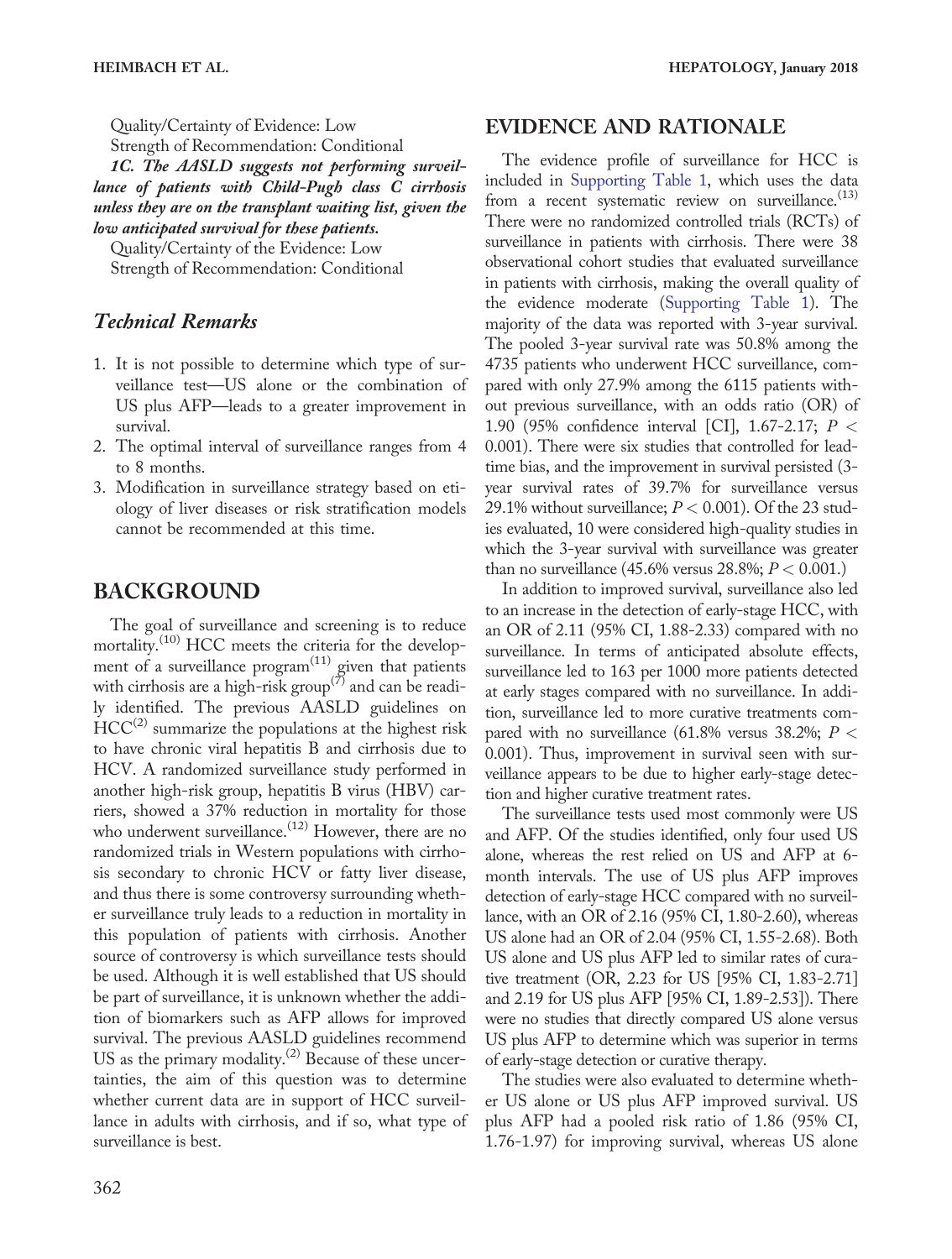Quality/Certainty of Evidence: Low
Strength of Recommendation: Conditional

***1C. The AASLD suggests not performing surveillance of patients with Child-Pugh class C cirrhosis unless they are on the transplant waiting list, given the low anticipated survival for these patients.***

Quality/Certainty of the Evidence: Low
Strength of Recommendation: Conditional

## *Technical Remarks*

1. It is not possible to determine which type of surveillance test—US alone or the combination of US plus AFP—leads to a greater improvement in survival.
2. The optimal interval of surveillance ranges from 4 to 8 months.
3. Modification in surveillance strategy based on etiology of liver diseases or risk stratification models cannot be recommended at this time.

## BACKGROUND

The goal of surveillance and screening is to reduce mortality.[10] HCC meets the criteria for the development of a surveillance program[11] given that patients with cirrhosis are a high-risk group[7] and can be readily identified. The previous AASLD guidelines on HCC[2] summarize the populations at the highest risk to have chronic viral hepatitis B and cirrhosis due to HCV. A randomized surveillance study performed in another high-risk group, hepatitis B virus (HBV) carriers, showed a 37% reduction in mortality for those who underwent surveillance.[12] However, there are no randomized trials in Western populations with cirrhosis secondary to chronic HCV or fatty liver disease, and thus there is some controversy surrounding whether surveillance truly leads to a reduction in mortality in this population of patients with cirrhosis. Another source of controversy is which surveillance tests should be used. Although it is well established that US should be part of surveillance, it is unknown whether the addition of biomarkers such as AFP allows for improved survival. The previous AASLD guidelines recommend US as the primary modality.[2] Because of these uncertainties, the aim of this question was to determine whether current data are in support of HCC surveillance in adults with cirrhosis, and if so, what type of surveillance is best.

## EVIDENCE AND RATIONALE

The evidence profile of surveillance for HCC is included in Supporting Table 1, which uses the data from a recent systematic review on surveillance.[13] There were no randomized controlled trials (RCTs) of surveillance in patients with cirrhosis. There were 38 observational cohort studies that evaluated surveillance in patients with cirrhosis, making the overall quality of the evidence moderate (Supporting Table 1). The majority of the data was reported with 3-year survival. The pooled 3-year survival rate was 50.8% among the 4735 patients who underwent HCC surveillance, compared with only 27.9% among the 6115 patients without previous surveillance, with an odds ratio (OR) of 1.90 (95% confidence interval [CI], 1.67-2.17; $P < 0.001$). There were six studies that controlled for lead-time bias, and the improvement in survival persisted (3-year survival rates of 39.7% for surveillance versus 29.1% without surveillance; $P < 0.001$). Of the 23 studies evaluated, 10 were considered high-quality studies in which the 3-year survival with surveillance was greater than no surveillance (45.6% versus 28.8%; $P < 0.001$.)

In addition to improved survival, surveillance also led to an increase in the detection of early-stage HCC, with an OR of 2.11 (95% CI, 1.88-2.33) compared with no surveillance. In terms of anticipated absolute effects, surveillance led to 163 per 1000 more patients detected at early stages compared with no surveillance. In addition, surveillance led to more curative treatments compared with no surveillance (61.8% versus 38.2%; $P < 0.001$). Thus, improvement in survival seen with surveillance appears to be due to higher early-stage detection and higher curative treatment rates.

The surveillance tests used most commonly were US and AFP. Of the studies identified, only four used US alone, whereas the rest relied on US and AFP at 6-month intervals. The use of US plus AFP improves detection of early-stage HCC compared with no surveillance, with an OR of 2.16 (95% CI, 1.80-2.60), whereas US alone had an OR of 2.04 (95% CI, 1.55-2.68). Both US alone and US plus AFP led to similar rates of curative treatment (OR, 2.23 for US [95% CI, 1.83-2.71] and 2.19 for US plus AFP [95% CI, 1.89-2.53]). There were no studies that directly compared US alone versus US plus AFP to determine which was superior in terms of early-stage detection or curative therapy.

The studies were also evaluated to determine whether US alone or US plus AFP improved survival. US plus AFP had a pooled risk ratio of 1.86 (95% CI, 1.76-1.97) for improving survival, whereas US alone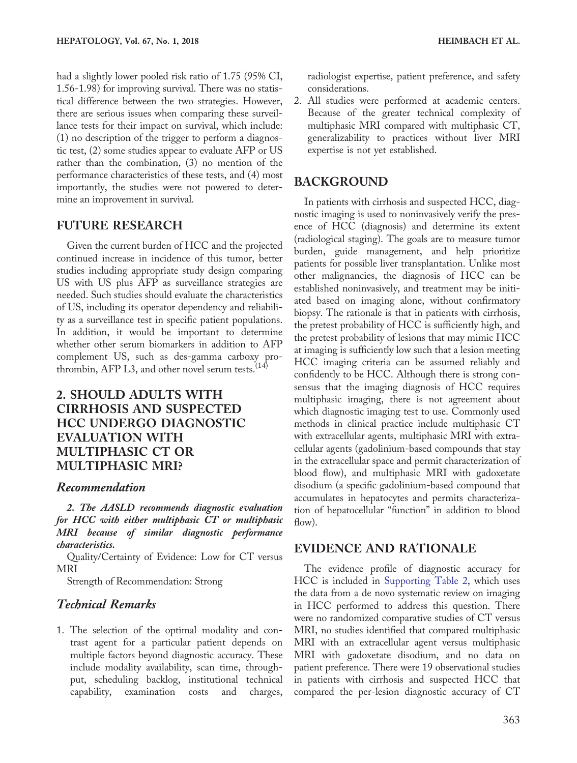had a slightly lower pooled risk ratio of 1.75 (95% CI, 1.56-1.98) for improving survival. There was no statistical difference between the two strategies. However, there are serious issues when comparing these surveillance tests for their impact on survival, which include: (1) no description of the trigger to perform a diagnostic test, (2) some studies appear to evaluate AFP or US rather than the combination, (3) no mention of the performance characteristics of these tests, and (4) most importantly, the studies were not powered to determine an improvement in survival.

## FUTURE RESEARCH

Given the current burden of HCC and the projected continued increase in incidence of this tumor, better studies including appropriate study design comparing US with US plus AFP as surveillance strategies are needed. Such studies should evaluate the characteristics of US, including its operator dependency and reliability as a surveillance test in specific patient populations. In addition, it would be important to determine whether other serum biomarkers in addition to AFP complement US, such as des-gamma carboxy prothrombin, AFP L3, and other novel serum tests.[14]

# 2. SHOULD ADULTS WITH CIRRHOSIS AND SUSPECTED HCC UNDERGO DIAGNOSTIC EVALUATION WITH MULTIPHASIC CT OR MULTIPHASIC MRI?

### *Recommendation*

***2. The AASLD recommends diagnostic evaluation for HCC with either multiphasic CT or multiphasic MRI because of similar diagnostic performance characteristics.***

Quality/Certainty of Evidence: Low for CT versus MRI

Strength of Recommendation: Strong

### *Technical Remarks*

1. The selection of the optimal modality and contrast agent for a particular patient depends on multiple factors beyond diagnostic accuracy. These include modality availability, scan time, throughput, scheduling backlog, institutional technical capability, examination costs and charges, radiologist expertise, patient preference, and safety considerations.
2. All studies were performed at academic centers. Because of the greater technical complexity of multiphasic MRI compared with multiphasic CT, generalizability to practices without liver MRI expertise is not yet established.

## BACKGROUND

In patients with cirrhosis and suspected HCC, diagnostic imaging is used to noninvasively verify the presence of HCC (diagnosis) and determine its extent (radiological staging). The goals are to measure tumor burden, guide management, and help prioritize patients for possible liver transplantation. Unlike most other malignancies, the diagnosis of HCC can be established noninvasively, and treatment may be initiated based on imaging alone, without confirmatory biopsy. The rationale is that in patients with cirrhosis, the pretest probability of HCC is sufficiently high, and the pretest probability of lesions that may mimic HCC at imaging is sufficiently low such that a lesion meeting HCC imaging criteria can be assumed reliably and confidently to be HCC. Although there is strong consensus that the imaging diagnosis of HCC requires multiphasic imaging, there is not agreement about which diagnostic imaging test to use. Commonly used methods in clinical practice include multiphasic CT with extracellular agents, multiphasic MRI with extracellular agents (gadolinium-based compounds that stay in the extracellular space and permit characterization of blood flow), and multiphasic MRI with gadoxetate disodium (a specific gadolinium-based compound that accumulates in hepatocytes and permits characterization of hepatocellular "function" in addition to blood flow).

## EVIDENCE AND RATIONALE

The evidence profile of diagnostic accuracy for HCC is included in Supporting Table 2, which uses the data from a de novo systematic review on imaging in HCC performed to address this question. There were no randomized comparative studies of CT versus MRI, no studies identified that compared multiphasic MRI with an extracellular agent versus multiphasic MRI with gadoxetate disodium, and no data on patient preference. There were 19 observational studies in patients with cirrhosis and suspected HCC that compared the per-lesion diagnostic accuracy of CT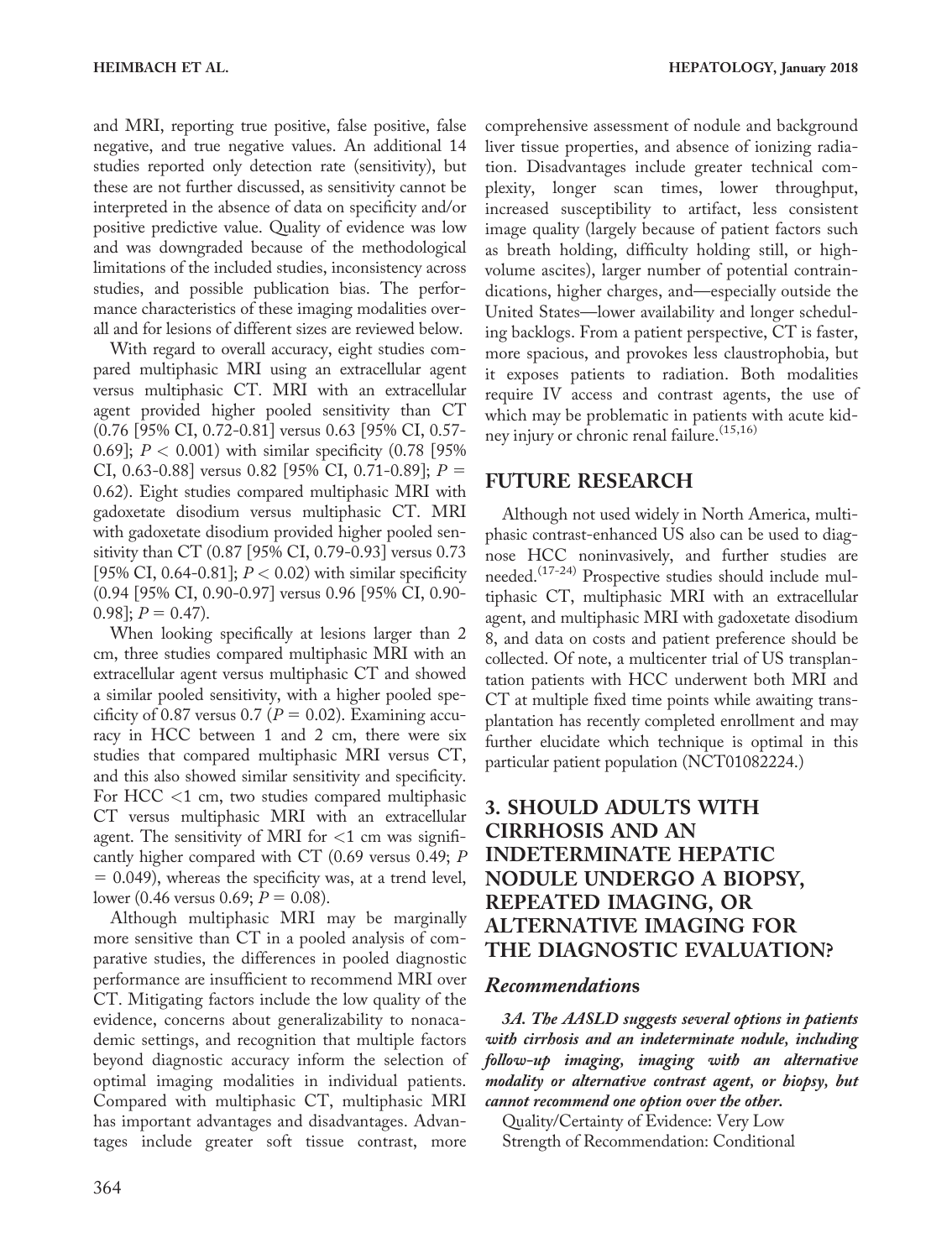and MRI, reporting true positive, false positive, false negative, and true negative values. An additional 14 studies reported only detection rate (sensitivity), but these are not further discussed, as sensitivity cannot be interpreted in the absence of data on specificity and/or positive predictive value. Quality of evidence was low and was downgraded because of the methodological limitations of the included studies, inconsistency across studies, and possible publication bias. The performance characteristics of these imaging modalities overall and for lesions of different sizes are reviewed below.

With regard to overall accuracy, eight studies compared multiphasic MRI using an extracellular agent versus multiphasic CT. MRI with an extracellular agent provided higher pooled sensitivity than CT (0.76 [95% CI, 0.72-0.81] versus 0.63 [95% CI, 0.57-0.69]; $P < 0.001$) with similar specificity (0.78 [95% CI, 0.63-0.88] versus 0.82 [95% CI, 0.71-0.89]; $P = 0.62$). Eight studies compared multiphasic MRI with gadoxetate disodium versus multiphasic CT. MRI with gadoxetate disodium provided higher pooled sensitivity than CT (0.87 [95% CI, 0.79-0.93] versus 0.73 [95% CI, 0.64-0.81]; $P < 0.02$) with similar specificity (0.94 [95% CI, 0.90-0.97] versus 0.96 [95% CI, 0.90-0.98]; $P = 0.47$).

When looking specifically at lesions larger than 2 cm, three studies compared multiphasic MRI with an extracellular agent versus multiphasic CT and showed a similar pooled sensitivity, with a higher pooled specificity of 0.87 versus 0.7 ($P = 0.02$). Examining accuracy in HCC between 1 and 2 cm, there were six studies that compared multiphasic MRI versus CT, and this also showed similar sensitivity and specificity. For HCC <1 cm, two studies compared multiphasic CT versus multiphasic MRI with an extracellular agent. The sensitivity of MRI for <1 cm was significantly higher compared with CT (0.69 versus 0.49; $P = 0.049$), whereas the specificity was, at a trend level, lower (0.46 versus 0.69; $P = 0.08$).

Although multiphasic MRI may be marginally more sensitive than CT in a pooled analysis of comparative studies, the differences in pooled diagnostic performance are insufficient to recommend MRI over CT. Mitigating factors include the low quality of the evidence, concerns about generalizability to nonacademic settings, and recognition that multiple factors beyond diagnostic accuracy inform the selection of optimal imaging modalities in individual patients. Compared with multiphasic CT, multiphasic MRI has important advantages and disadvantages. Advantages include greater soft tissue contrast, more comprehensive assessment of nodule and background liver tissue properties, and absence of ionizing radiation. Disadvantages include greater technical complexity, longer scan times, lower throughput, increased susceptibility to artifact, less consistent image quality (largely because of patient factors such as breath holding, difficulty holding still, or high-volume ascites), larger number of potential contraindications, higher charges, and—especially outside the United States—lower availability and longer scheduling backlogs. From a patient perspective, CT is faster, more spacious, and provokes less claustrophobia, but it exposes patients to radiation. Both modalities require IV access and contrast agents, the use of which may be problematic in patients with acute kidney injury or chronic renal failure.[15,16]

## FUTURE RESEARCH

Although not used widely in North America, multiphasic contrast-enhanced US also can be used to diagnose HCC noninvasively, and further studies are needed.[17-24] Prospective studies should include multiphasic CT, multiphasic MRI with an extracellular agent, and multiphasic MRI with gadoxetate disodium 8, and data on costs and patient preference should be collected. Of note, a multicenter trial of US transplantation patients with HCC underwent both MRI and CT at multiple fixed time points while awaiting transplantation has recently completed enrollment and may further elucidate which technique is optimal in this particular patient population (NCT01082224.)

## 3. SHOULD ADULTS WITH CIRRHOSIS AND AN INDETERMINATE HEPATIC NODULE UNDERGO A BIOPSY, REPEATED IMAGING, OR ALTERNATIVE IMAGING FOR THE DIAGNOSTIC EVALUATION?

### *Recommendations*

***3A. The AASLD suggests several options in patients with cirrhosis and an indeterminate nodule, including follow-up imaging, imaging with an alternative modality or alternative contrast agent, or biopsy, but cannot recommend one option over the other.***

Quality/Certainty of Evidence: Very Low
Strength of Recommendation: Conditional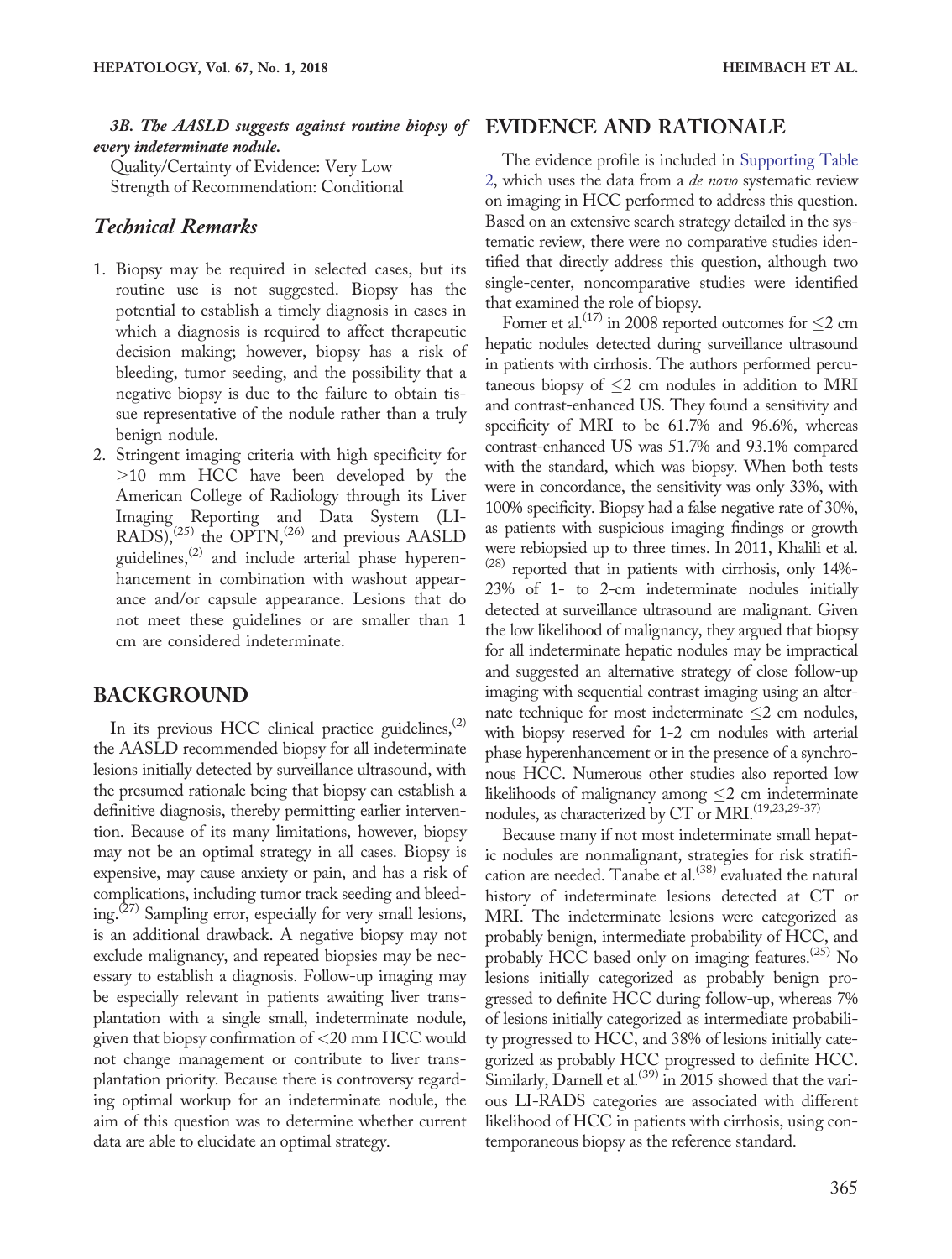***3B. The AASLD suggests against routine biopsy of every indeterminate nodule.***

Quality/Certainty of Evidence: Very Low
Strength of Recommendation: Conditional

### *Technical Remarks*

1. Biopsy may be required in selected cases, but its routine use is not suggested. Biopsy has the potential to establish a timely diagnosis in cases in which a diagnosis is required to affect therapeutic decision making; however, biopsy has a risk of bleeding, tumor seeding, and the possibility that a negative biopsy is due to the failure to obtain tissue representative of the nodule rather than a truly benign nodule.
2. Stringent imaging criteria with high specificity for ≥10 mm HCC have been developed by the American College of Radiology through its Liver Imaging Reporting and Data System (LI-RADS),[25] the OPTN,[26] and previous AASLD guidelines,[2] and include arterial phase hyperenhancement in combination with washout appearance and/or capsule appearance. Lesions that do not meet these guidelines or are smaller than 1 cm are considered indeterminate.

## BACKGROUND

In its previous HCC clinical practice guidelines,[2] the AASLD recommended biopsy for all indeterminate lesions initially detected by surveillance ultrasound, with the presumed rationale being that biopsy can establish a definitive diagnosis, thereby permitting earlier intervention. Because of its many limitations, however, biopsy may not be an optimal strategy in all cases. Biopsy is expensive, may cause anxiety or pain, and has a risk of complications, including tumor track seeding and bleeding.[27] Sampling error, especially for very small lesions, is an additional drawback. A negative biopsy may not exclude malignancy, and repeated biopsies may be necessary to establish a diagnosis. Follow-up imaging may be especially relevant in patients awaiting liver transplantation with a single small, indeterminate nodule, given that biopsy confirmation of <20 mm HCC would not change management or contribute to liver transplantation priority. Because there is controversy regarding optimal workup for an indeterminate nodule, the aim of this question was to determine whether current data are able to elucidate an optimal strategy.

## EVIDENCE AND RATIONALE

The evidence profile is included in Supporting Table 2, which uses the data from a *de novo* systematic review on imaging in HCC performed to address this question. Based on an extensive search strategy detailed in the systematic review, there were no comparative studies identified that directly address this question, although two single-center, noncomparative studies were identified that examined the role of biopsy.

Forner et al.[17] in 2008 reported outcomes for ≤2 cm hepatic nodules detected during surveillance ultrasound in patients with cirrhosis. The authors performed percutaneous biopsy of ≤2 cm nodules in addition to MRI and contrast-enhanced US. They found a sensitivity and specificity of MRI to be 61.7% and 96.6%, whereas contrast-enhanced US was 51.7% and 93.1% compared with the standard, which was biopsy. When both tests were in concordance, the sensitivity was only 33%, with 100% specificity. Biopsy had a false negative rate of 30%, as patients with suspicious imaging findings or growth were rebiopsied up to three times. In 2011, Khalili et al.[28] reported that in patients with cirrhosis, only 14%-23% of 1- to 2-cm indeterminate nodules initially detected at surveillance ultrasound are malignant. Given the low likelihood of malignancy, they argued that biopsy for all indeterminate hepatic nodules may be impractical and suggested an alternative strategy of close follow-up imaging with sequential contrast imaging using an alternate technique for most indeterminate ≤2 cm nodules, with biopsy reserved for 1-2 cm nodules with arterial phase hyperenhancement or in the presence of a synchronous HCC. Numerous other studies also reported low likelihoods of malignancy among ≤2 cm indeterminate nodules, as characterized by CT or MRI.[19,23,29-37]

Because many if not most indeterminate small hepatic nodules are nonmalignant, strategies for risk stratification are needed. Tanabe et al.[38] evaluated the natural history of indeterminate lesions detected at CT or MRI. The indeterminate lesions were categorized as probably benign, intermediate probability of HCC, and probably HCC based only on imaging features.[25] No lesions initially categorized as probably benign progressed to definite HCC during follow-up, whereas 7% of lesions initially categorized as intermediate probability progressed to HCC, and 38% of lesions initially categorized as probably HCC progressed to definite HCC. Similarly, Darnell et al.[39] in 2015 showed that the various LI-RADS categories are associated with different likelihood of HCC in patients with cirrhosis, using contemporaneous biopsy as the reference standard.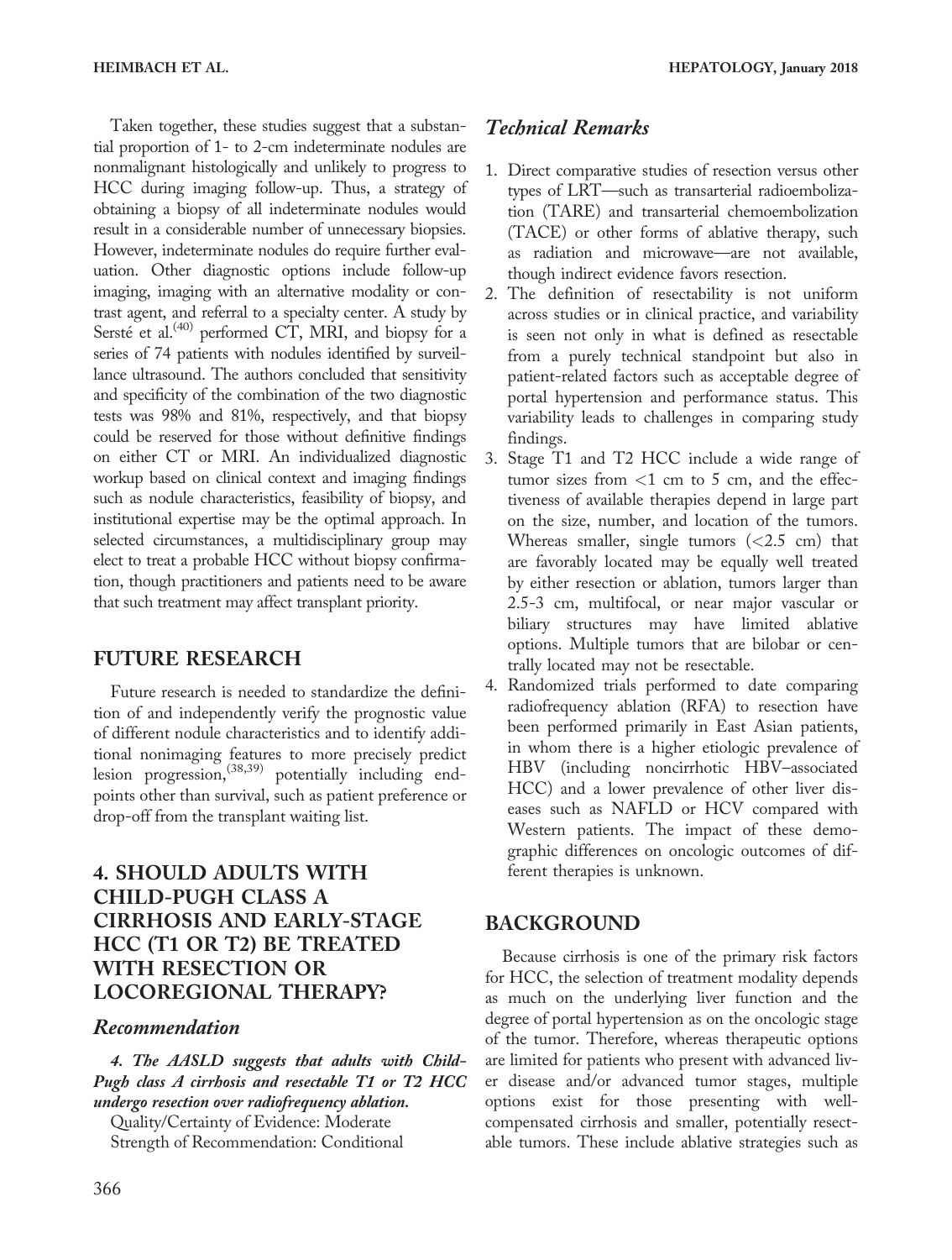Taken together, these studies suggest that a substantial proportion of 1- to 2-cm indeterminate nodules are nonmalignant histologically and unlikely to progress to HCC during imaging follow-up. Thus, a strategy of obtaining a biopsy of all indeterminate nodules would result in a considerable number of unnecessary biopsies. However, indeterminate nodules do require further evaluation. Other diagnostic options include follow-up imaging, imaging with an alternative modality or contrast agent, and referral to a specialty center. A study by Sersté et al.[40] performed CT, MRI, and biopsy for a series of 74 patients with nodules identified by surveillance ultrasound. The authors concluded that sensitivity and specificity of the combination of the two diagnostic tests was 98% and 81%, respectively, and that biopsy could be reserved for those without definitive findings on either CT or MRI. An individualized diagnostic workup based on clinical context and imaging findings such as nodule characteristics, feasibility of biopsy, and institutional expertise may be the optimal approach. In selected circumstances, a multidisciplinary group may elect to treat a probable HCC without biopsy confirmation, though practitioners and patients need to be aware that such treatment may affect transplant priority.

## FUTURE RESEARCH

Future research is needed to standardize the definition of and independently verify the prognostic value of different nodule characteristics and to identify additional nonimaging features to more precisely predict lesion progression,[38,39] potentially including endpoints other than survival, such as patient preference or drop-off from the transplant waiting list.

## 4. SHOULD ADULTS WITH CHILD-PUGH CLASS A CIRRHOSIS AND EARLY-STAGE HCC (T1 OR T2) BE TREATED WITH RESECTION OR LOCOREGIONAL THERAPY?

### Recommendation

***4. The AASLD suggests that adults with Child-Pugh class A cirrhosis and resectable T1 or T2 HCC undergo resection over radiofrequency ablation.***

Quality/Certainty of Evidence: Moderate
Strength of Recommendation: Conditional

### Technical Remarks

1. Direct comparative studies of resection versus other types of LRT—such as transarterial radioembolization (TARE) and transarterial chemoembolization (TACE) or other forms of ablative therapy, such as radiation and microwave—are not available, though indirect evidence favors resection.
2. The definition of resectability is not uniform across studies or in clinical practice, and variability is seen not only in what is defined as resectable from a purely technical standpoint but also in patient-related factors such as acceptable degree of portal hypertension and performance status. This variability leads to challenges in comparing study findings.
3. Stage T1 and T2 HCC include a wide range of tumor sizes from <1 cm to 5 cm, and the effectiveness of available therapies depend in large part on the size, number, and location of the tumors. Whereas smaller, single tumors (<2.5 cm) that are favorably located may be equally well treated by either resection or ablation, tumors larger than 2.5-3 cm, multifocal, or near major vascular or biliary structures may have limited ablative options. Multiple tumors that are bilobar or centrally located may not be resectable.
4. Randomized trials performed to date comparing radiofrequency ablation (RFA) to resection have been performed primarily in East Asian patients, in whom there is a higher etiologic prevalence of HBV (including noncirrhotic HBV–associated HCC) and a lower prevalence of other liver diseases such as NAFLD or HCV compared with Western patients. The impact of these demographic differences on oncologic outcomes of different therapies is unknown.

## BACKGROUND

Because cirrhosis is one of the primary risk factors for HCC, the selection of treatment modality depends as much on the underlying liver function and the degree of portal hypertension as on the oncologic stage of the tumor. Therefore, whereas therapeutic options are limited for patients who present with advanced liver disease and/or advanced tumor stages, multiple options exist for those presenting with well-compensated cirrhosis and smaller, potentially resectable tumors. These include ablative strategies such as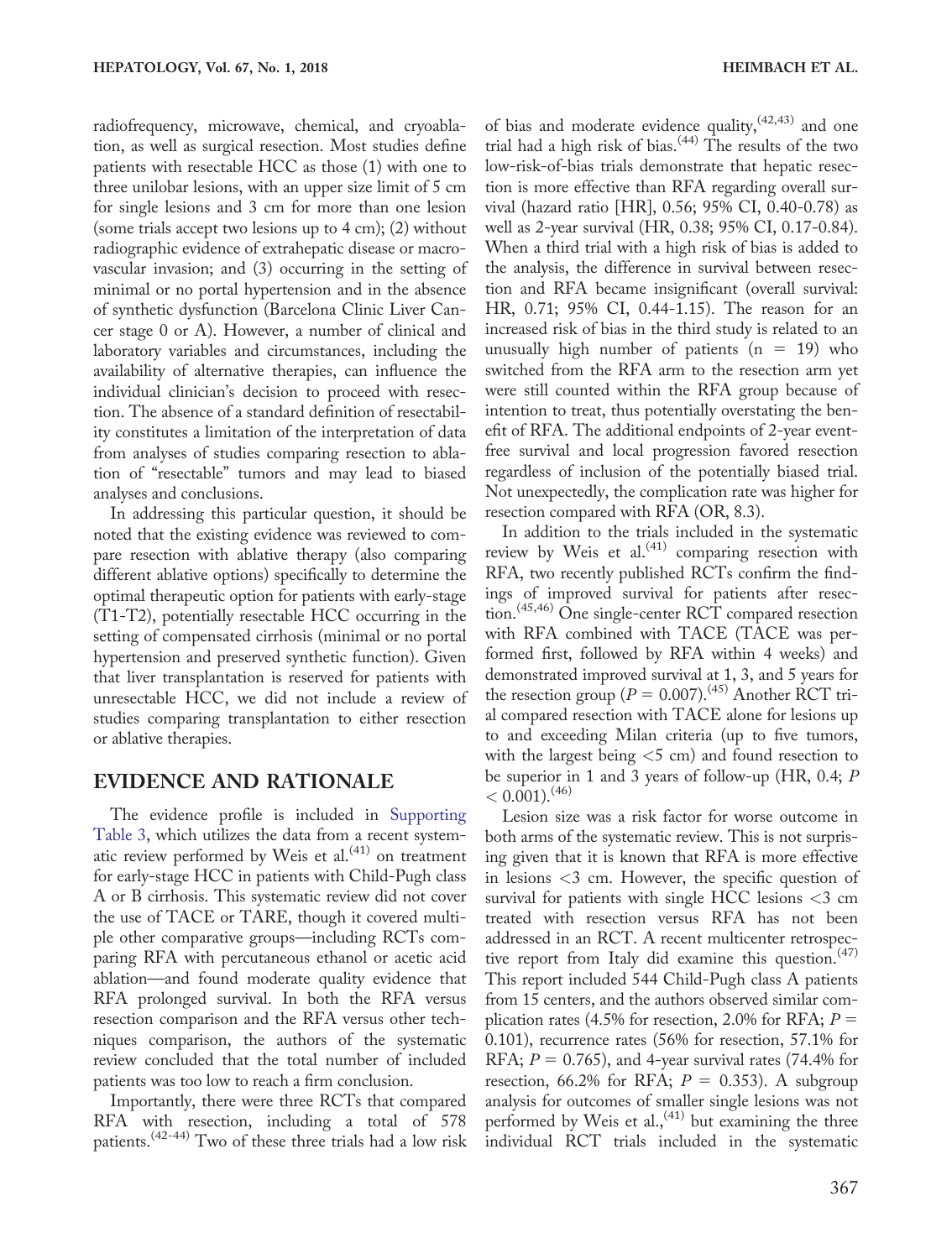radiofrequency, microwave, chemical, and cryoablation, as well as surgical resection. Most studies define patients with resectable HCC as those (1) with one to three unilobar lesions, with an upper size limit of 5 cm for single lesions and 3 cm for more than one lesion (some trials accept two lesions up to 4 cm); (2) without radiographic evidence of extrahepatic disease or macrovascular invasion; and (3) occurring in the setting of minimal or no portal hypertension and in the absence of synthetic dysfunction (Barcelona Clinic Liver Cancer stage 0 or A). However, a number of clinical and laboratory variables and circumstances, including the availability of alternative therapies, can influence the individual clinician's decision to proceed with resection. The absence of a standard definition of resectability constitutes a limitation of the interpretation of data from analyses of studies comparing resection to ablation of "resectable" tumors and may lead to biased analyses and conclusions.

In addressing this particular question, it should be noted that the existing evidence was reviewed to compare resection with ablative therapy (also comparing different ablative options) specifically to determine the optimal therapeutic option for patients with early-stage (T1-T2), potentially resectable HCC occurring in the setting of compensated cirrhosis (minimal or no portal hypertension and preserved synthetic function). Given that liver transplantation is reserved for patients with unresectable HCC, we did not include a review of studies comparing transplantation to either resection or ablative therapies.

## EVIDENCE AND RATIONALE

The evidence profile is included in Supporting Table 3, which utilizes the data from a recent systematic review performed by Weis et al.[41] on treatment for early-stage HCC in patients with Child-Pugh class A or B cirrhosis. This systematic review did not cover the use of TACE or TARE, though it covered multiple other comparative groups—including RCTs comparing RFA with percutaneous ethanol or acetic acid ablation—and found moderate quality evidence that RFA prolonged survival. In both the RFA versus resection comparison and the RFA versus other techniques comparison, the authors of the systematic review concluded that the total number of included patients was too low to reach a firm conclusion.

Importantly, there were three RCTs that compared RFA with resection, including a total of 578 patients.[42-44] Two of these three trials had a low risk of bias and moderate evidence quality,[42,43] and one trial had a high risk of bias.[44] The results of the two low-risk-of-bias trials demonstrate that hepatic resection is more effective than RFA regarding overall survival (hazard ratio [HR], 0.56; 95% CI, 0.40-0.78) as well as 2-year survival (HR, 0.38; 95% CI, 0.17-0.84). When a third trial with a high risk of bias is added to the analysis, the difference in survival between resection and RFA became insignificant (overall survival: HR, 0.71; 95% CI, 0.44-1.15). The reason for an increased risk of bias in the third study is related to an unusually high number of patients (n = 19) who switched from the RFA arm to the resection arm yet were still counted within the RFA group because of intention to treat, thus potentially overstating the benefit of RFA. The additional endpoints of 2-year event-free survival and local progression favored resection regardless of inclusion of the potentially biased trial. Not unexpectedly, the complication rate was higher for resection compared with RFA (OR, 8.3).

In addition to the trials included in the systematic review by Weis et al.[41] comparing resection with RFA, two recently published RCTs confirm the findings of improved survival for patients after resection.[45,46] One single-center RCT compared resection with RFA combined with TACE (TACE was performed first, followed by RFA within 4 weeks) and demonstrated improved survival at 1, 3, and 5 years for the resection group ($P = 0.007$).[45] Another RCT trial compared resection with TACE alone for lesions up to and exceeding Milan criteria (up to five tumors, with the largest being <5 cm) and found resection to be superior in 1 and 3 years of follow-up (HR, 0.4; $P < 0.001$).[46]

Lesion size was a risk factor for worse outcome in both arms of the systematic review. This is not surprising given that it is known that RFA is more effective in lesions <3 cm. However, the specific question of survival for patients with single HCC lesions <3 cm treated with resection versus RFA has not been addressed in an RCT. A recent multicenter retrospective report from Italy did examine this question.[47] This report included 544 Child-Pugh class A patients from 15 centers, and the authors observed similar complication rates (4.5% for resection, 2.0% for RFA; $P = 0.101$), recurrence rates (56% for resection, 57.1% for RFA; $P = 0.765$), and 4-year survival rates (74.4% for resection, 66.2% for RFA; $P = 0.353$). A subgroup analysis for outcomes of smaller single lesions was not performed by Weis et al.,[41] but examining the three individual RCT trials included in the systematic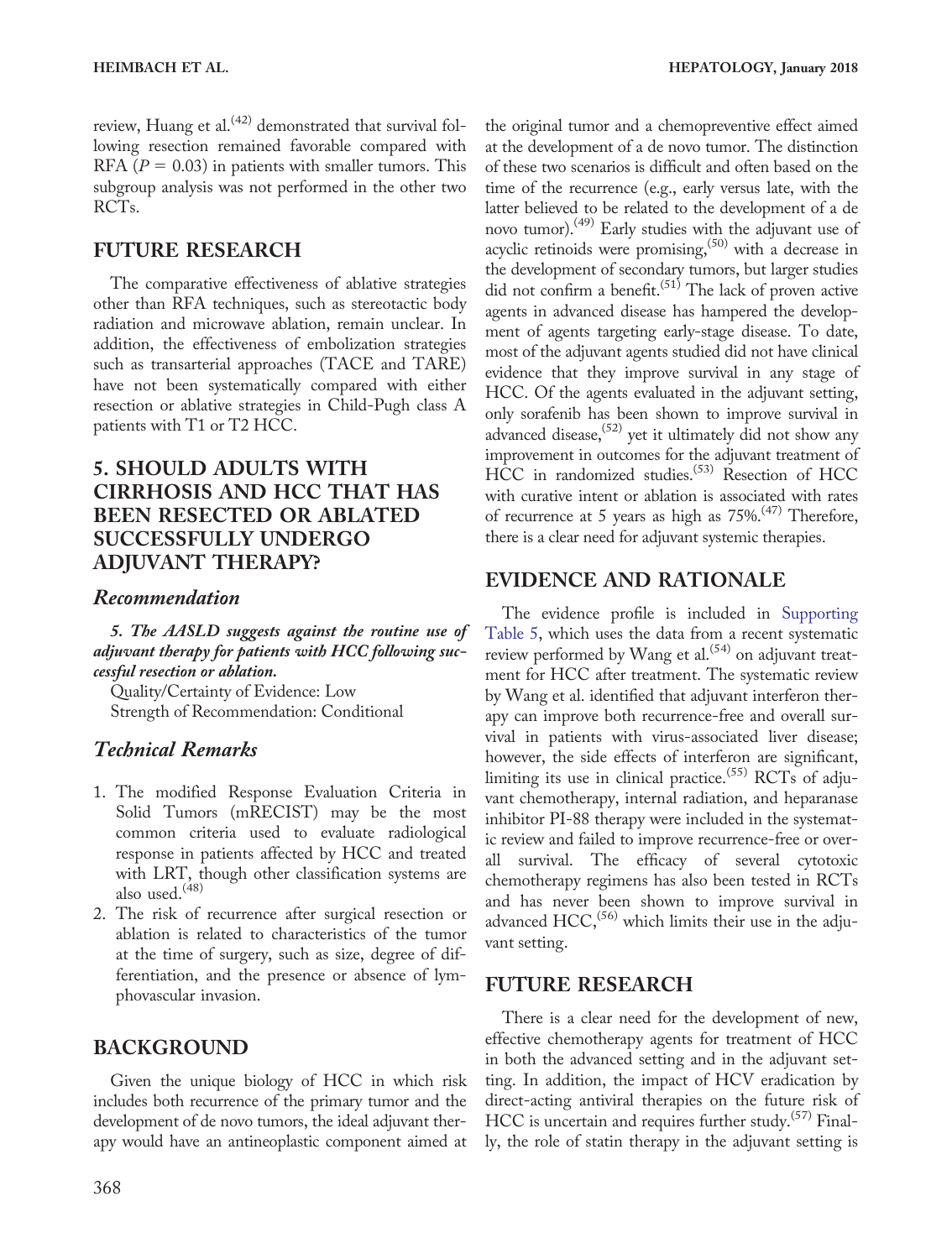review, Huang et al.[42] demonstrated that survival following resection remained favorable compared with RFA ($P = 0.03$) in patients with smaller tumors. This subgroup analysis was not performed in the other two RCTs.

## FUTURE RESEARCH

The comparative effectiveness of ablative strategies other than RFA techniques, such as stereotactic body radiation and microwave ablation, remain unclear. In addition, the effectiveness of embolization strategies such as transarterial approaches (TACE and TARE) have not been systematically compared with either resection or ablative strategies in Child-Pugh class A patients with T1 or T2 HCC.

## 5. SHOULD ADULTS WITH CIRRHOSIS AND HCC THAT HAS BEEN RESECTED OR ABLATED SUCCESSFULLY UNDERGO ADJUVANT THERAPY?

### *Recommendation*

***5. The AASLD suggests against the routine use of adjuvant therapy for patients with HCC following successful resection or ablation.***

Quality/Certainty of Evidence: Low
Strength of Recommendation: Conditional

### *Technical Remarks*

1. The modified Response Evaluation Criteria in Solid Tumors (mRECIST) may be the most common criteria used to evaluate radiological response in patients affected by HCC and treated with LRT, though other classification systems are also used.[48]
2. The risk of recurrence after surgical resection or ablation is related to characteristics of the tumor at the time of surgery, such as size, degree of differentiation, and the presence or absence of lymphovascular invasion.

## BACKGROUND

Given the unique biology of HCC in which risk includes both recurrence of the primary tumor and the development of de novo tumors, the ideal adjuvant therapy would have an antineoplastic component aimed at the original tumor and a chemopreventive effect aimed at the development of a de novo tumor. The distinction of these two scenarios is difficult and often based on the time of the recurrence (e.g., early versus late, with the latter believed to be related to the development of a de novo tumor).[49] Early studies with the adjuvant use of acyclic retinoids were promising,[50] with a decrease in the development of secondary tumors, but larger studies did not confirm a benefit.[51] The lack of proven active agents in advanced disease has hampered the development of agents targeting early-stage disease. To date, most of the adjuvant agents studied did not have clinical evidence that they improve survival in any stage of HCC. Of the agents evaluated in the adjuvant setting, only sorafenib has been shown to improve survival in advanced disease,[52] yet it ultimately did not show any improvement in outcomes for the adjuvant treatment of HCC in randomized studies.[53] Resection of HCC with curative intent or ablation is associated with rates of recurrence at 5 years as high as 75%.[47] Therefore, there is a clear need for adjuvant systemic therapies.

## EVIDENCE AND RATIONALE

The evidence profile is included in Supporting Table 5, which uses the data from a recent systematic review performed by Wang et al.[54] on adjuvant treatment for HCC after treatment. The systematic review by Wang et al. identified that adjuvant interferon therapy can improve both recurrence-free and overall survival in patients with virus-associated liver disease; however, the side effects of interferon are significant, limiting its use in clinical practice.[55] RCTs of adjuvant chemotherapy, internal radiation, and heparanase inhibitor PI-88 therapy were included in the systematic review and failed to improve recurrence-free or overall survival. The efficacy of several cytotoxic chemotherapy regimens has also been tested in RCTs and has never been shown to improve survival in advanced HCC,[56] which limits their use in the adjuvant setting.

## FUTURE RESEARCH

There is a clear need for the development of new, effective chemotherapy agents for treatment of HCC in both the advanced setting and in the adjuvant setting. In addition, the impact of HCV eradication by direct-acting antiviral therapies on the future risk of HCC is uncertain and requires further study.[57] Finally, the role of statin therapy in the adjuvant setting is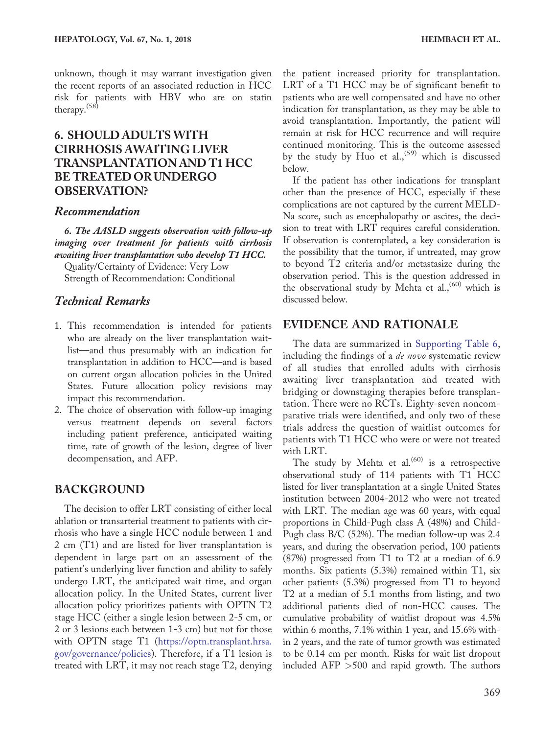unknown, though it may warrant investigation given the recent reports of an associated reduction in HCC risk for patients with HBV who are on statin therapy.[58]

## 6. SHOULD ADULTS WITH CIRRHOSIS AWAITING LIVER TRANSPLANTATION AND T1 HCC BE TREATED OR UNDERGO OBSERVATION?

### Recommendation

***6. The AASLD suggests observation with follow-up imaging over treatment for patients with cirrhosis awaiting liver transplantation who develop T1 HCC.***

Quality/Certainty of Evidence: Very Low

Strength of Recommendation: Conditional

### Technical Remarks

1. This recommendation is intended for patients who are already on the liver transplantation waitlist—and thus presumably with an indication for transplantation in addition to HCC—and is based on current organ allocation policies in the United States. Future allocation policy revisions may impact this recommendation.
2. The choice of observation with follow-up imaging versus treatment depends on several factors including patient preference, anticipated waiting time, rate of growth of the lesion, degree of liver decompensation, and AFP.

## BACKGROUND

The decision to offer LRT consisting of either local ablation or transarterial treatment to patients with cirrhosis who have a single HCC nodule between 1 and 2 cm (T1) and are listed for liver transplantation is dependent in large part on an assessment of the patient's underlying liver function and ability to safely undergo LRT, the anticipated wait time, and organ allocation policy. In the United States, current liver allocation policy prioritizes patients with OPTN T2 stage HCC (either a single lesion between 2-5 cm, or 2 or 3 lesions each between 1-3 cm) but not for those with OPTN stage T1 (https://optn.transplant.hrsa.gov/governance/policies). Therefore, if a T1 lesion is treated with LRT, it may not reach stage T2, denying the patient increased priority for transplantation. LRT of a T1 HCC may be of significant benefit to patients who are well compensated and have no other indication for transplantation, as they may be able to avoid transplantation. Importantly, the patient will remain at risk for HCC recurrence and will require continued monitoring. This is the outcome assessed by the study by Huo et al.,[59] which is discussed below.

If the patient has other indications for transplant other than the presence of HCC, especially if these complications are not captured by the current MELD-Na score, such as encephalopathy or ascites, the decision to treat with LRT requires careful consideration. If observation is contemplated, a key consideration is the possibility that the tumor, if untreated, may grow to beyond T2 criteria and/or metastasize during the observation period. This is the question addressed in the observational study by Mehta et al.,[60] which is discussed below.

## EVIDENCE AND RATIONALE

The data are summarized in Supporting Table 6, including the findings of a *de novo* systematic review of all studies that enrolled adults with cirrhosis awaiting liver transplantation and treated with bridging or downstaging therapies before transplantation. There were no RCTs. Eighty-seven noncomparative trials were identified, and only two of these trials address the question of waitlist outcomes for patients with T1 HCC who were or were not treated with LRT.

The study by Mehta et al.[60] is a retrospective observational study of 114 patients with T1 HCC listed for liver transplantation at a single United States institution between 2004-2012 who were not treated with LRT. The median age was 60 years, with equal proportions in Child-Pugh class A (48%) and Child-Pugh class B/C (52%). The median follow-up was 2.4 years, and during the observation period, 100 patients (87%) progressed from T1 to T2 at a median of 6.9 months. Six patients (5.3%) remained within T1, six other patients (5.3%) progressed from T1 to beyond T2 at a median of 5.1 months from listing, and two additional patients died of non-HCC causes. The cumulative probability of waitlist dropout was 4.5% within 6 months, 7.1% within 1 year, and 15.6% within 2 years, and the rate of tumor growth was estimated to be 0.14 cm per month. Risks for wait list dropout included AFP >500 and rapid growth. The authors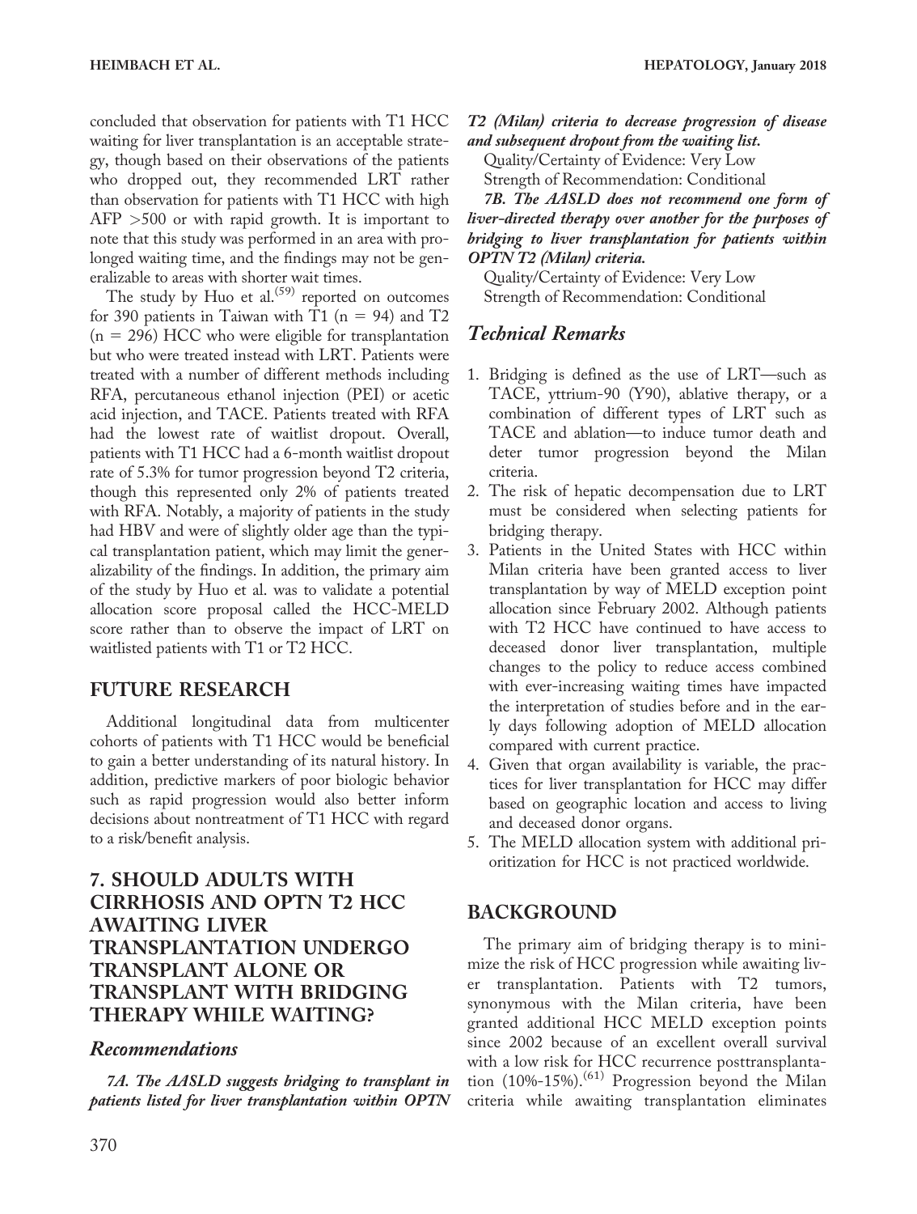concluded that observation for patients with T1 HCC waiting for liver transplantation is an acceptable strategy, though based on their observations of the patients who dropped out, they recommended LRT rather than observation for patients with T1 HCC with high AFP >500 or with rapid growth. It is important to note that this study was performed in an area with prolonged waiting time, and the findings may not be generalizable to areas with shorter wait times.

The study by Huo et al.[59] reported on outcomes for 390 patients in Taiwan with T1 (n = 94) and T2 (n = 296) HCC who were eligible for transplantation but who were treated instead with LRT. Patients were treated with a number of different methods including RFA, percutaneous ethanol injection (PEI) or acetic acid injection, and TACE. Patients treated with RFA had the lowest rate of waitlist dropout. Overall, patients with T1 HCC had a 6-month waitlist dropout rate of 5.3% for tumor progression beyond T2 criteria, though this represented only 2% of patients treated with RFA. Notably, a majority of patients in the study had HBV and were of slightly older age than the typical transplantation patient, which may limit the generalizability of the findings. In addition, the primary aim of the study by Huo et al. was to validate a potential allocation score proposal called the HCC-MELD score rather than to observe the impact of LRT on waitlisted patients with T1 or T2 HCC.

## FUTURE RESEARCH

Additional longitudinal data from multicenter cohorts of patients with T1 HCC would be beneficial to gain a better understanding of its natural history. In addition, predictive markers of poor biologic behavior such as rapid progression would also better inform decisions about nontreatment of T1 HCC with regard to a risk/benefit analysis.

## 7. SHOULD ADULTS WITH CIRRHOSIS AND OPTN T2 HCC AWAITING LIVER TRANSPLANTATION UNDERGO TRANSPLANT ALONE OR TRANSPLANT WITH BRIDGING THERAPY WHILE WAITING?

### Recommendations

***7A. The AASLD suggests bridging to transplant in patients listed for liver transplantation within OPTN T2 (Milan) criteria to decrease progression of disease and subsequent dropout from the waiting list.***

Quality/Certainty of Evidence: Very Low

Strength of Recommendation: Conditional

***7B. The AASLD does not recommend one form of liver-directed therapy over another for the purposes of bridging to liver transplantation for patients within OPTN T2 (Milan) criteria.***

Quality/Certainty of Evidence: Very Low

Strength of Recommendation: Conditional

### Technical Remarks

1. Bridging is defined as the use of LRT—such as TACE, yttrium-90 (Y90), ablative therapy, or a combination of different types of LRT such as TACE and ablation—to induce tumor death and deter tumor progression beyond the Milan criteria.
2. The risk of hepatic decompensation due to LRT must be considered when selecting patients for bridging therapy.
3. Patients in the United States with HCC within Milan criteria have been granted access to liver transplantation by way of MELD exception point allocation since February 2002. Although patients with T2 HCC have continued to have access to deceased donor liver transplantation, multiple changes to the policy to reduce access combined with ever-increasing waiting times have impacted the interpretation of studies before and in the early days following adoption of MELD allocation compared with current practice.
4. Given that organ availability is variable, the practices for liver transplantation for HCC may differ based on geographic location and access to living and deceased donor organs.
5. The MELD allocation system with additional prioritization for HCC is not practiced worldwide.

## BACKGROUND

The primary aim of bridging therapy is to minimize the risk of HCC progression while awaiting liver transplantation. Patients with T2 tumors, synonymous with the Milan criteria, have been granted additional HCC MELD exception points since 2002 because of an excellent overall survival with a low risk for HCC recurrence posttransplantation (10%-15%).[61] Progression beyond the Milan criteria while awaiting transplantation eliminates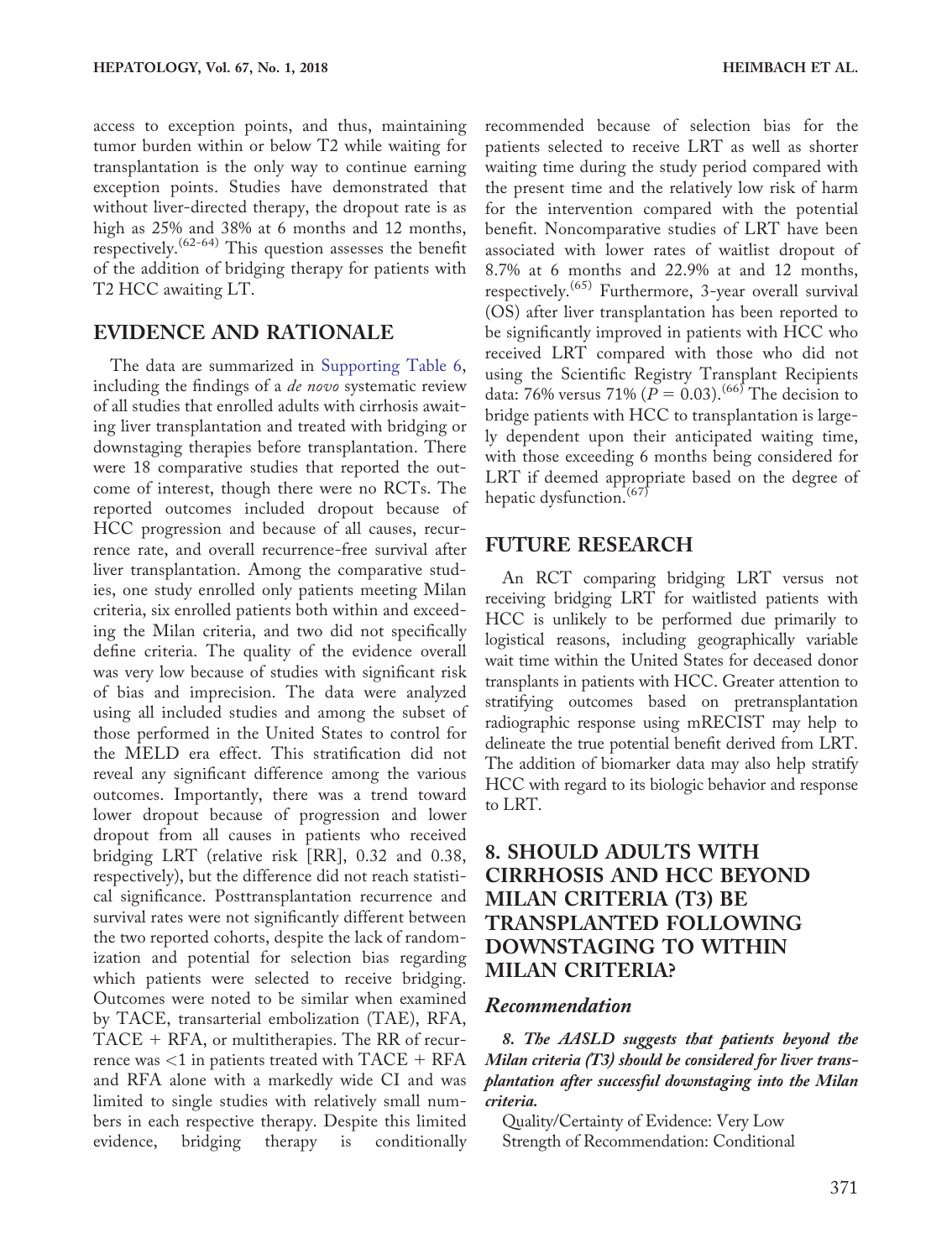access to exception points, and thus, maintaining tumor burden within or below T2 while waiting for transplantation is the only way to continue earning exception points. Studies have demonstrated that without liver-directed therapy, the dropout rate is as high as 25% and 38% at 6 months and 12 months, respectively.[62-64] This question assesses the benefit of the addition of bridging therapy for patients with T2 HCC awaiting LT.

## EVIDENCE AND RATIONALE

The data are summarized in Supporting Table 6, including the findings of a *de novo* systematic review of all studies that enrolled adults with cirrhosis awaiting liver transplantation and treated with bridging or downstaging therapies before transplantation. There were 18 comparative studies that reported the outcome of interest, though there were no RCTs. The reported outcomes included dropout because of HCC progression and because of all causes, recurrence rate, and overall recurrence-free survival after liver transplantation. Among the comparative studies, one study enrolled only patients meeting Milan criteria, six enrolled patients both within and exceeding the Milan criteria, and two did not specifically define criteria. The quality of the evidence overall was very low because of studies with significant risk of bias and imprecision. The data were analyzed using all included studies and among the subset of those performed in the United States to control for the MELD era effect. This stratification did not reveal any significant difference among the various outcomes. Importantly, there was a trend toward lower dropout because of progression and lower dropout from all causes in patients who received bridging LRT (relative risk [RR], 0.32 and 0.38, respectively), but the difference did not reach statistical significance. Posttransplantation recurrence and survival rates were not significantly different between the two reported cohorts, despite the lack of randomization and potential for selection bias regarding which patients were selected to receive bridging. Outcomes were noted to be similar when examined by TACE, transarterial embolization (TAE), RFA, TACE + RFA, or multitherapies. The RR of recurrence was <1 in patients treated with TACE + RFA and RFA alone with a markedly wide CI and was limited to single studies with relatively small numbers in each respective therapy. Despite this limited evidence, bridging therapy is conditionally recommended because of selection bias for the patients selected to receive LRT as well as shorter waiting time during the study period compared with the present time and the relatively low risk of harm for the intervention compared with the potential benefit. Noncomparative studies of LRT have been associated with lower rates of waitlist dropout of 8.7% at 6 months and 22.9% at and 12 months, respectively.[65] Furthermore, 3-year overall survival (OS) after liver transplantation has been reported to be significantly improved in patients with HCC who received LRT compared with those who did not using the Scientific Registry Transplant Recipients data: 76% versus 71% ($P = 0.03$).[66] The decision to bridge patients with HCC to transplantation is largely dependent upon their anticipated waiting time, with those exceeding 6 months being considered for LRT if deemed appropriate based on the degree of hepatic dysfunction.[67]

## FUTURE RESEARCH

An RCT comparing bridging LRT versus not receiving bridging LRT for waitlisted patients with HCC is unlikely to be performed due primarily to logistical reasons, including geographically variable wait time within the United States for deceased donor transplants in patients with HCC. Greater attention to stratifying outcomes based on pretransplantation radiographic response using mRECIST may help to delineate the true potential benefit derived from LRT. The addition of biomarker data may also help stratify HCC with regard to its biologic behavior and response to LRT.

## 8. SHOULD ADULTS WITH CIRRHOSIS AND HCC BEYOND MILAN CRITERIA (T3) BE TRANSPLANTED FOLLOWING DOWNSTAGING TO WITHIN MILAN CRITERIA?

### Recommendation

***8. The AASLD suggests that patients beyond the Milan criteria (T3) should be considered for liver transplantation after successful downstaging into the Milan criteria.***

Quality/Certainty of Evidence: Very Low
Strength of Recommendation: Conditional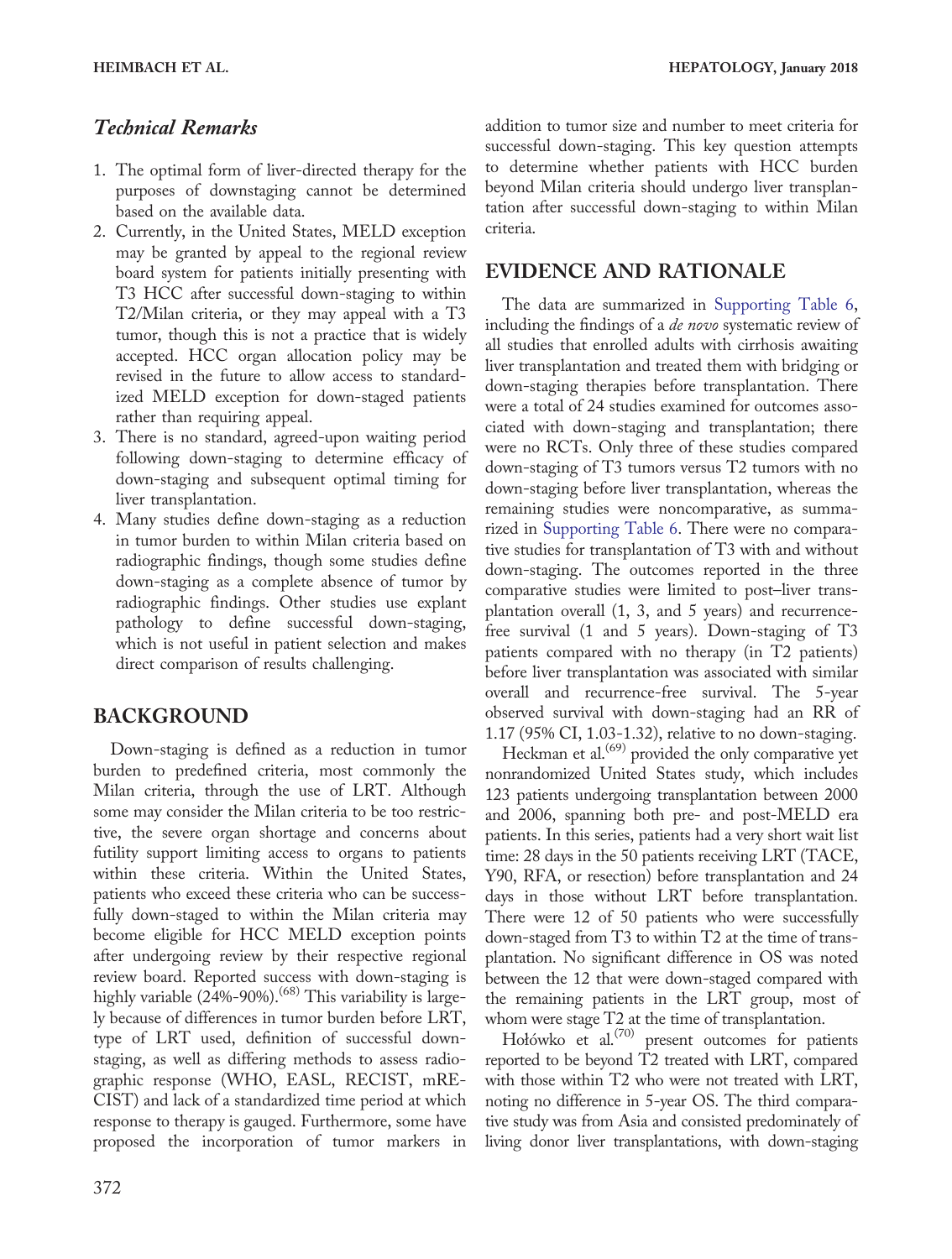### *Technical Remarks*

1. The optimal form of liver-directed therapy for the purposes of downstaging cannot be determined based on the available data.
2. Currently, in the United States, MELD exception may be granted by appeal to the regional review board system for patients initially presenting with T3 HCC after successful down-staging to within T2/Milan criteria, or they may appeal with a T3 tumor, though this is not a practice that is widely accepted. HCC organ allocation policy may be revised in the future to allow access to standardized MELD exception for down-staged patients rather than requiring appeal.
3. There is no standard, agreed-upon waiting period following down-staging to determine efficacy of down-staging and subsequent optimal timing for liver transplantation.
4. Many studies define down-staging as a reduction in tumor burden to within Milan criteria based on radiographic findings, though some studies define down-staging as a complete absence of tumor by radiographic findings. Other studies use explant pathology to define successful down-staging, which is not useful in patient selection and makes direct comparison of results challenging.

## BACKGROUND

Down-staging is defined as a reduction in tumor burden to predefined criteria, most commonly the Milan criteria, through the use of LRT. Although some may consider the Milan criteria to be too restrictive, the severe organ shortage and concerns about futility support limiting access to organs to patients within these criteria. Within the United States, patients who exceed these criteria who can be successfully down-staged to within the Milan criteria may become eligible for HCC MELD exception points after undergoing review by their respective regional review board. Reported success with down-staging is highly variable (24%-90%).[68] This variability is largely because of differences in tumor burden before LRT, type of LRT used, definition of successful down-staging, as well as differing methods to assess radiographic response (WHO, EASL, RECIST, mRECIST) and lack of a standardized time period at which response to therapy is gauged. Furthermore, some have proposed the incorporation of tumor markers in addition to tumor size and number to meet criteria for successful down-staging. This key question attempts to determine whether patients with HCC burden beyond Milan criteria should undergo liver transplantation after successful down-staging to within Milan criteria.

## EVIDENCE AND RATIONALE

The data are summarized in Supporting Table 6, including the findings of a *de novo* systematic review of all studies that enrolled adults with cirrhosis awaiting liver transplantation and treated them with bridging or down-staging therapies before transplantation. There were a total of 24 studies examined for outcomes associated with down-staging and transplantation; there were no RCTs. Only three of these studies compared down-staging of T3 tumors versus T2 tumors with no down-staging before liver transplantation, whereas the remaining studies were noncomparative, as summarized in Supporting Table 6. There were no comparative studies for transplantation of T3 with and without down-staging. The outcomes reported in the three comparative studies were limited to post–liver transplantation overall (1, 3, and 5 years) and recurrence-free survival (1 and 5 years). Down-staging of T3 patients compared with no therapy (in T2 patients) before liver transplantation was associated with similar overall and recurrence-free survival. The 5-year observed survival with down-staging had an RR of 1.17 (95% CI, 1.03-1.32), relative to no down-staging.

Heckman et al.[69] provided the only comparative yet nonrandomized United States study, which includes 123 patients undergoing transplantation between 2000 and 2006, spanning both pre- and post-MELD era patients. In this series, patients had a very short wait list time: 28 days in the 50 patients receiving LRT (TACE, Y90, RFA, or resection) before transplantation and 24 days in those without LRT before transplantation. There were 12 of 50 patients who were successfully down-staged from T3 to within T2 at the time of transplantation. No significant difference in OS was noted between the 12 that were down-staged compared with the remaining patients in the LRT group, most of whom were stage T2 at the time of transplantation.

Hołówko et al.[70] present outcomes for patients reported to be beyond T2 treated with LRT, compared with those within T2 who were not treated with LRT, noting no difference in 5-year OS. The third comparative study was from Asia and consisted predominately of living donor liver transplantations, with down-staging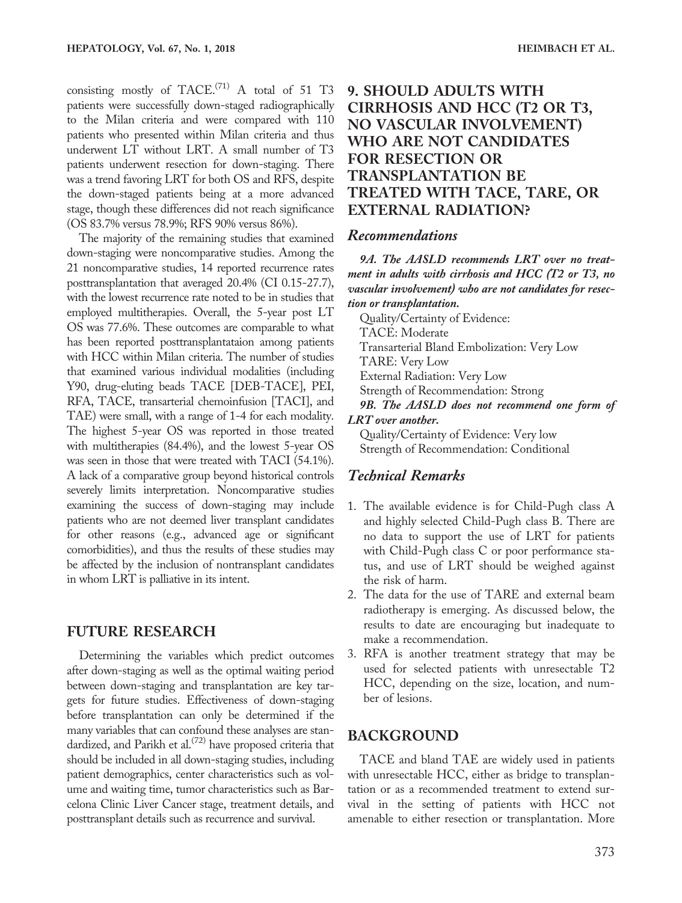consisting mostly of TACE.[71] A total of 51 T3 patients were successfully down-staged radiographically to the Milan criteria and were compared with 110 patients who presented within Milan criteria and thus underwent LT without LRT. A small number of T3 patients underwent resection for down-staging. There was a trend favoring LRT for both OS and RFS, despite the down-staged patients being at a more advanced stage, though these differences did not reach significance (OS 83.7% versus 78.9%; RFS 90% versus 86%).

The majority of the remaining studies that examined down-staging were noncomparative studies. Among the 21 noncomparative studies, 14 reported recurrence rates posttransplantation that averaged 20.4% (CI 0.15-27.7), with the lowest recurrence rate noted to be in studies that employed multitherapies. Overall, the 5-year post LT OS was 77.6%. These outcomes are comparable to what has been reported posttransplantataion among patients with HCC within Milan criteria. The number of studies that examined various individual modalities (including Y90, drug-eluting beads TACE [DEB-TACE], PEI, RFA, TACE, transarterial chemoinfusion [TACI], and TAE) were small, with a range of 1-4 for each modality. The highest 5-year OS was reported in those treated with multitherapies (84.4%), and the lowest 5-year OS was seen in those that were treated with TACI (54.1%). A lack of a comparative group beyond historical controls severely limits interpretation. Noncomparative studies examining the success of down-staging may include patients who are not deemed liver transplant candidates for other reasons (e.g., advanced age or significant comorbidities), and thus the results of these studies may be affected by the inclusion of nontransplant candidates in whom LRT is palliative in its intent.

## FUTURE RESEARCH

Determining the variables which predict outcomes after down-staging as well as the optimal waiting period between down-staging and transplantation are key targets for future studies. Effectiveness of down-staging before transplantation can only be determined if the many variables that can confound these analyses are standardized, and Parikh et al.[72] have proposed criteria that should be included in all down-staging studies, including patient demographics, center characteristics such as volume and waiting time, tumor characteristics such as Barcelona Clinic Liver Cancer stage, treatment details, and posttransplant details such as recurrence and survival.

# 9. SHOULD ADULTS WITH CIRRHOSIS AND HCC (T2 OR T3, NO VASCULAR INVOLVEMENT) WHO ARE NOT CANDIDATES FOR RESECTION OR TRANSPLANTATION BE TREATED WITH TACE, TARE, OR EXTERNAL RADIATION?

## Recommendations

***9A. The AASLD recommends LRT over no treatment in adults with cirrhosis and HCC (T2 or T3, no vascular involvement) who are not candidates for resection or transplantation.***

Quality/Certainty of Evidence:
TACE: Moderate
Transarterial Bland Embolization: Very Low
TARE: Very Low
External Radiation: Very Low
Strength of Recommendation: Strong

***9B. The AASLD does not recommend one form of LRT over another.***

Quality/Certainty of Evidence: Very low
Strength of Recommendation: Conditional

## Technical Remarks

1. The available evidence is for Child-Pugh class A and highly selected Child-Pugh class B. There are no data to support the use of LRT for patients with Child-Pugh class C or poor performance status, and use of LRT should be weighed against the risk of harm.
2. The data for the use of TARE and external beam radiotherapy is emerging. As discussed below, the results to date are encouraging but inadequate to make a recommendation.
3. RFA is another treatment strategy that may be used for selected patients with unresectable T2 HCC, depending on the size, location, and number of lesions.

## BACKGROUND

TACE and bland TAE are widely used in patients with unresectable HCC, either as bridge to transplantation or as a recommended treatment to extend survival in the setting of patients with HCC not amenable to either resection or transplantation. More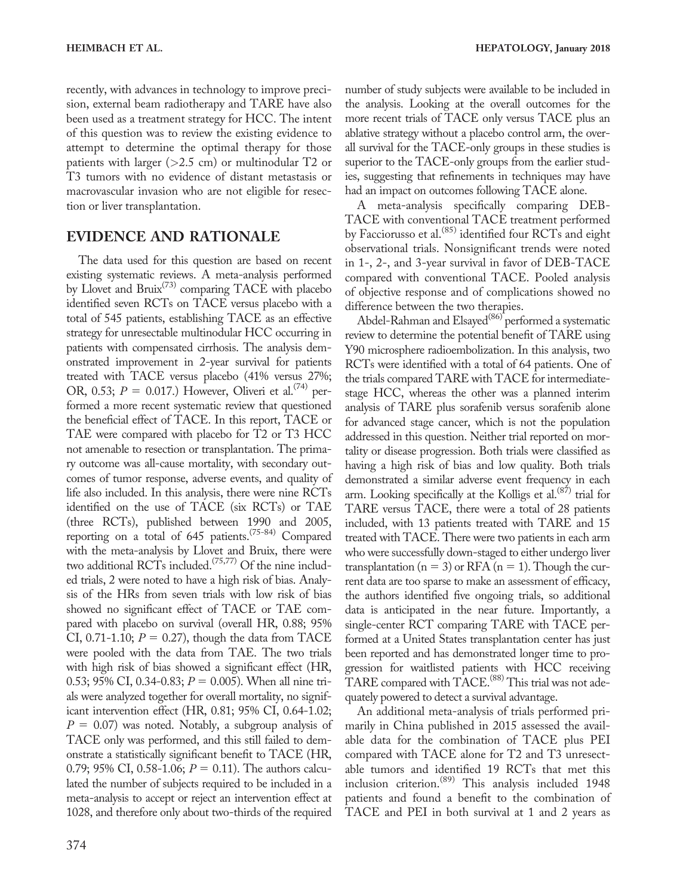recently, with advances in technology to improve precision, external beam radiotherapy and TARE have also been used as a treatment strategy for HCC. The intent of this question was to review the existing evidence to attempt to determine the optimal therapy for those patients with larger (>2.5 cm) or multinodular T2 or T3 tumors with no evidence of distant metastasis or macrovascular invasion who are not eligible for resection or liver transplantation.

## EVIDENCE AND RATIONALE

The data used for this question are based on recent existing systematic reviews. A meta-analysis performed by Llovet and Bruix[73] comparing TACE with placebo identified seven RCTs on TACE versus placebo with a total of 545 patients, establishing TACE as an effective strategy for unresectable multinodular HCC occurring in patients with compensated cirrhosis. The analysis demonstrated improvement in 2-year survival for patients treated with TACE versus placebo (41% versus 27%; OR, 0.53; $P = 0.017$.) However, Oliveri et al.[74] performed a more recent systematic review that questioned the beneficial effect of TACE. In this report, TACE or TAE were compared with placebo for T2 or T3 HCC not amenable to resection or transplantation. The primary outcome was all-cause mortality, with secondary outcomes of tumor response, adverse events, and quality of life also included. In this analysis, there were nine RCTs identified on the use of TACE (six RCTs) or TAE (three RCTs), published between 1990 and 2005, reporting on a total of 645 patients.[75-84] Compared with the meta-analysis by Llovet and Bruix, there were two additional RCTs included.[75,77] Of the nine included trials, 2 were noted to have a high risk of bias. Analysis of the HRs from seven trials with low risk of bias showed no significant effect of TACE or TAE compared with placebo on survival (overall HR, 0.88; 95% CI, 0.71-1.10; $P = 0.27$), though the data from TACE were pooled with the data from TAE. The two trials with high risk of bias showed a significant effect (HR, 0.53; 95% CI, 0.34-0.83; $P = 0.005$). When all nine trials were analyzed together for overall mortality, no significant intervention effect (HR, 0.81; 95% CI, 0.64-1.02; $P = 0.07$) was noted. Notably, a subgroup analysis of TACE only was performed, and this still failed to demonstrate a statistically significant benefit to TACE (HR, 0.79; 95% CI, 0.58-1.06; $P = 0.11$). The authors calculated the number of subjects required to be included in a meta-analysis to accept or reject an intervention effect at 1028, and therefore only about two-thirds of the required number of study subjects were available to be included in the analysis. Looking at the overall outcomes for the more recent trials of TACE only versus TACE plus an ablative strategy without a placebo control arm, the overall survival for the TACE-only groups in these studies is superior to the TACE-only groups from the earlier studies, suggesting that refinements in techniques may have had an impact on outcomes following TACE alone.

A meta-analysis specifically comparing DEB-TACE with conventional TACE treatment performed by Facciorusso et al.[85] identified four RCTs and eight observational trials. Nonsignificant trends were noted in 1-, 2-, and 3-year survival in favor of DEB-TACE compared with conventional TACE. Pooled analysis of objective response and of complications showed no difference between the two therapies.

Abdel-Rahman and Elsayed[86] performed a systematic review to determine the potential benefit of TARE using Y90 microsphere radioembolization. In this analysis, two RCTs were identified with a total of 64 patients. One of the trials compared TARE with TACE for intermediate-stage HCC, whereas the other was a planned interim analysis of TARE plus sorafenib versus sorafenib alone for advanced stage cancer, which is not the population addressed in this question. Neither trial reported on mortality or disease progression. Both trials were classified as having a high risk of bias and low quality. Both trials demonstrated a similar adverse event frequency in each arm. Looking specifically at the Kolligs et al.[87] trial for TARE versus TACE, there were a total of 28 patients included, with 13 patients treated with TARE and 15 treated with TACE. There were two patients in each arm who were successfully down-staged to either undergo liver transplantation (n = 3) or RFA (n = 1). Though the current data are too sparse to make an assessment of efficacy, the authors identified five ongoing trials, so additional data is anticipated in the near future. Importantly, a single-center RCT comparing TARE with TACE performed at a United States transplantation center has just been reported and has demonstrated longer time to progression for waitlisted patients with HCC receiving TARE compared with TACE.[88] This trial was not adequately powered to detect a survival advantage.

An additional meta-analysis of trials performed primarily in China published in 2015 assessed the available data for the combination of TACE plus PEI compared with TACE alone for T2 and T3 unresectable tumors and identified 19 RCTs that met this inclusion criterion.[89] This analysis included 1948 patients and found a benefit to the combination of TACE and PEI in both survival at 1 and 2 years as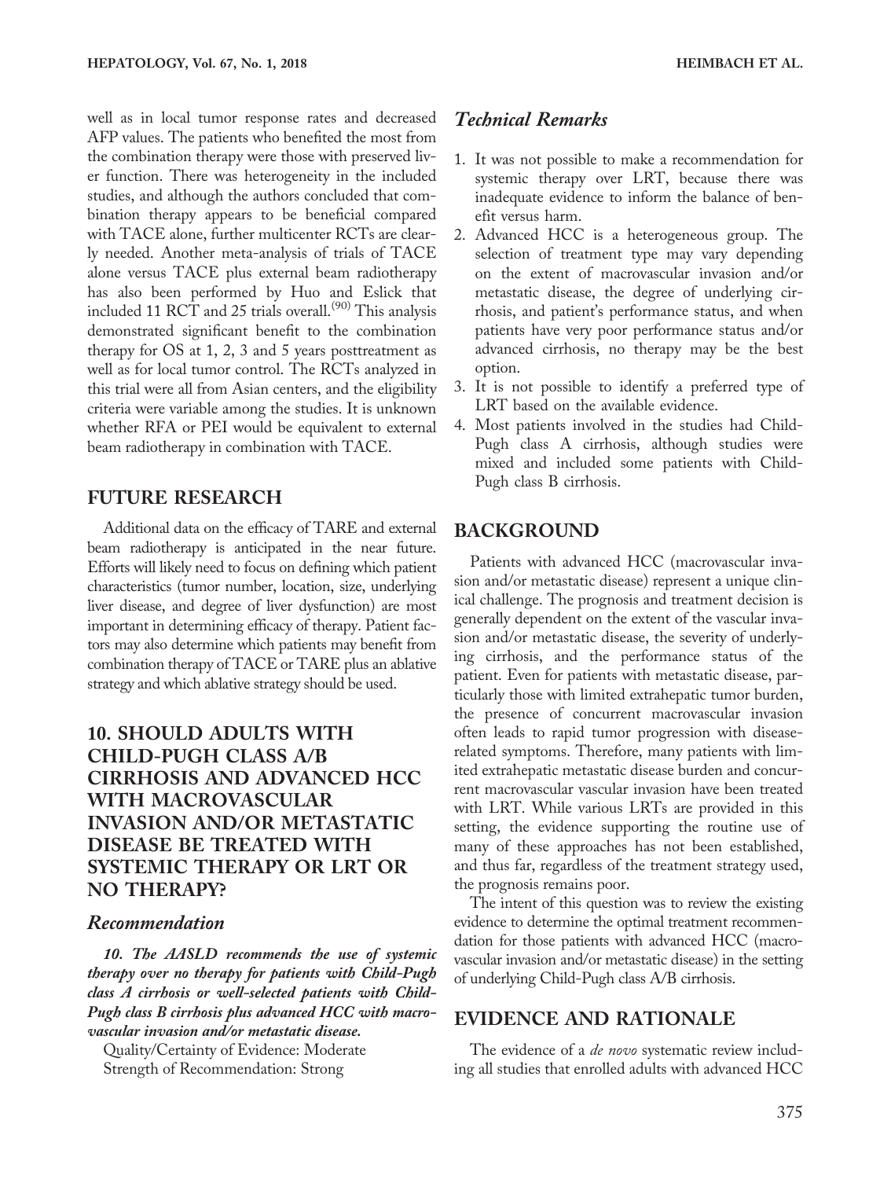well as in local tumor response rates and decreased AFP values. The patients who benefited the most from the combination therapy were those with preserved liver function. There was heterogeneity in the included studies, and although the authors concluded that combination therapy appears to be beneficial compared with TACE alone, further multicenter RCTs are clearly needed. Another meta-analysis of trials of TACE alone versus TACE plus external beam radiotherapy has also been performed by Huo and Eslick that included 11 RCT and 25 trials overall.[90] This analysis demonstrated significant benefit to the combination therapy for OS at 1, 2, 3 and 5 years posttreatment as well as for local tumor control. The RCTs analyzed in this trial were all from Asian centers, and the eligibility criteria were variable among the studies. It is unknown whether RFA or PEI would be equivalent to external beam radiotherapy in combination with TACE.

## FUTURE RESEARCH

Additional data on the efficacy of TARE and external beam radiotherapy is anticipated in the near future. Efforts will likely need to focus on defining which patient characteristics (tumor number, location, size, underlying liver disease, and degree of liver dysfunction) are most important in determining efficacy of therapy. Patient factors may also determine which patients may benefit from combination therapy of TACE or TARE plus an ablative strategy and which ablative strategy should be used.

## 10. SHOULD ADULTS WITH CHILD-PUGH CLASS A/B CIRRHOSIS AND ADVANCED HCC WITH MACROVASCULAR INVASION AND/OR METASTATIC DISEASE BE TREATED WITH SYSTEMIC THERAPY OR LRT OR NO THERAPY?

### Recommendation

***10. The AASLD recommends the use of systemic therapy over no therapy for patients with Child-Pugh class A cirrhosis or well-selected patients with Child-Pugh class B cirrhosis plus advanced HCC with macrovascular invasion and/or metastatic disease.***

Quality/Certainty of Evidence: Moderate
Strength of Recommendation: Strong

### Technical Remarks

1. It was not possible to make a recommendation for systemic therapy over LRT, because there was inadequate evidence to inform the balance of benefit versus harm.
2. Advanced HCC is a heterogeneous group. The selection of treatment type may vary depending on the extent of macrovascular invasion and/or metastatic disease, the degree of underlying cirrhosis, and patient's performance status, and when patients have very poor performance status and/or advanced cirrhosis, no therapy may be the best option.
3. It is not possible to identify a preferred type of LRT based on the available evidence.
4. Most patients involved in the studies had Child-Pugh class A cirrhosis, although studies were mixed and included some patients with Child-Pugh class B cirrhosis.

## BACKGROUND

Patients with advanced HCC (macrovascular invasion and/or metastatic disease) represent a unique clinical challenge. The prognosis and treatment decision is generally dependent on the extent of the vascular invasion and/or metastatic disease, the severity of underlying cirrhosis, and the performance status of the patient. Even for patients with metastatic disease, particularly those with limited extrahepatic tumor burden, the presence of concurrent macrovascular invasion often leads to rapid tumor progression with disease-related symptoms. Therefore, many patients with limited extrahepatic metastatic disease burden and concurrent macrovascular vascular invasion have been treated with LRT. While various LRTs are provided in this setting, the evidence supporting the routine use of many of these approaches has not been established, and thus far, regardless of the treatment strategy used, the prognosis remains poor.

The intent of this question was to review the existing evidence to determine the optimal treatment recommendation for those patients with advanced HCC (macrovascular invasion and/or metastatic disease) in the setting of underlying Child-Pugh class A/B cirrhosis.

## EVIDENCE AND RATIONALE

The evidence of a *de novo* systematic review including all studies that enrolled adults with advanced HCC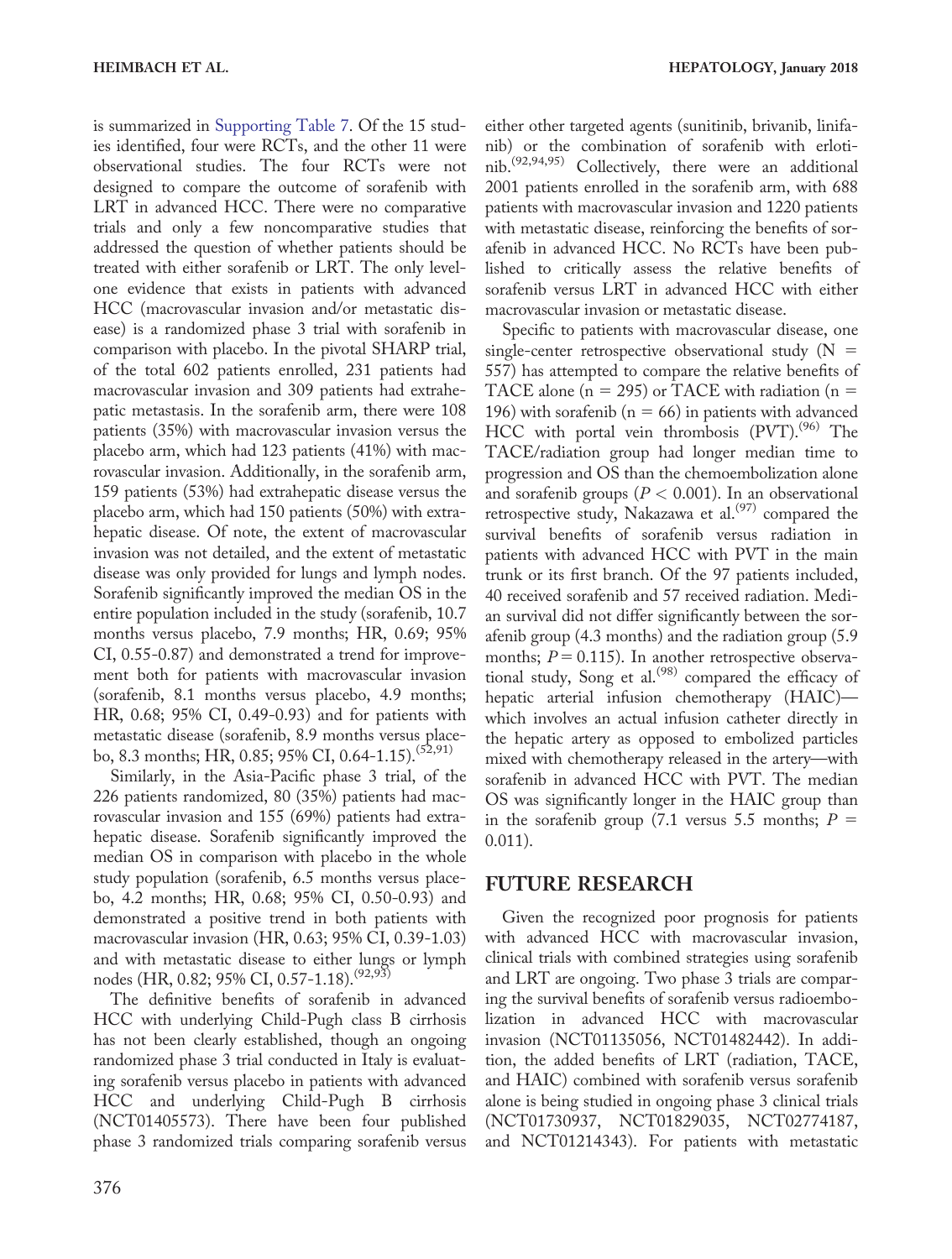is summarized in Supporting Table 7. Of the 15 studies identified, four were RCTs, and the other 11 were observational studies. The four RCTs were not designed to compare the outcome of sorafenib with LRT in advanced HCC. There were no comparative trials and only a few noncomparative studies that addressed the question of whether patients should be treated with either sorafenib or LRT. The only level-one evidence that exists in patients with advanced HCC (macrovascular invasion and/or metastatic disease) is a randomized phase 3 trial with sorafenib in comparison with placebo. In the pivotal SHARP trial, of the total 602 patients enrolled, 231 patients had macrovascular invasion and 309 patients had extrahepatic metastasis. In the sorafenib arm, there were 108 patients (35%) with macrovascular invasion versus the placebo arm, which had 123 patients (41%) with macrovascular invasion. Additionally, in the sorafenib arm, 159 patients (53%) had extrahepatic disease versus the placebo arm, which had 150 patients (50%) with extrahepatic disease. Of note, the extent of macrovascular invasion was not detailed, and the extent of metastatic disease was only provided for lungs and lymph nodes. Sorafenib significantly improved the median OS in the entire population included in the study (sorafenib, 10.7 months versus placebo, 7.9 months; HR, 0.69; 95% CI, 0.55-0.87) and demonstrated a trend for improvement both for patients with macrovascular invasion (sorafenib, 8.1 months versus placebo, 4.9 months; HR, 0.68; 95% CI, 0.49-0.93) and for patients with metastatic disease (sorafenib, 8.9 months versus placebo, 8.3 months; HR, 0.85; 95% CI, 0.64-1.15).[52,91]

Similarly, in the Asia-Pacific phase 3 trial, of the 226 patients randomized, 80 (35%) patients had macrovascular invasion and 155 (69%) patients had extrahepatic disease. Sorafenib significantly improved the median OS in comparison with placebo in the whole study population (sorafenib, 6.5 months versus placebo, 4.2 months; HR, 0.68; 95% CI, 0.50-0.93) and demonstrated a positive trend in both patients with macrovascular invasion (HR, 0.63; 95% CI, 0.39-1.03) and with metastatic disease to either lungs or lymph nodes (HR, 0.82; 95% CI, 0.57-1.18).[92,93]

The definitive benefits of sorafenib in advanced HCC with underlying Child-Pugh class B cirrhosis has not been clearly established, though an ongoing randomized phase 3 trial conducted in Italy is evaluating sorafenib versus placebo in patients with advanced HCC and underlying Child-Pugh B cirrhosis (NCT01405573). There have been four published phase 3 randomized trials comparing sorafenib versus either other targeted agents (sunitinib, brivanib, linifanib) or the combination of sorafenib with erlotinib.[92,94,95] Collectively, there were an additional 2001 patients enrolled in the sorafenib arm, with 688 patients with macrovascular invasion and 1220 patients with metastatic disease, reinforcing the benefits of sorafenib in advanced HCC. No RCTs have been published to critically assess the relative benefits of sorafenib versus LRT in advanced HCC with either macrovascular invasion or metastatic disease.

Specific to patients with macrovascular disease, one single-center retrospective observational study (N = 557) has attempted to compare the relative benefits of TACE alone (n = 295) or TACE with radiation (n = 196) with sorafenib (n = 66) in patients with advanced HCC with portal vein thrombosis (PVT).[96] The TACE/radiation group had longer median time to progression and OS than the chemoembolization alone and sorafenib groups ($P < 0.001$). In an observational retrospective study, Nakazawa et al.[97] compared the survival benefits of sorafenib versus radiation in patients with advanced HCC with PVT in the main trunk or its first branch. Of the 97 patients included, 40 received sorafenib and 57 received radiation. Median survival did not differ significantly between the sorafenib group (4.3 months) and the radiation group (5.9 months; $P = 0.115$). In another retrospective observational study, Song et al.[98] compared the efficacy of hepatic arterial infusion chemotherapy (HAIC)—which involves an actual infusion catheter directly in the hepatic artery as opposed to embolized particles mixed with chemotherapy released in the artery—with sorafenib in advanced HCC with PVT. The median OS was significantly longer in the HAIC group than in the sorafenib group (7.1 versus 5.5 months; $P = 0.011$).

## FUTURE RESEARCH

Given the recognized poor prognosis for patients with advanced HCC with macrovascular invasion, clinical trials with combined strategies using sorafenib and LRT are ongoing. Two phase 3 trials are comparing the survival benefits of sorafenib versus radioembolization in advanced HCC with macrovascular invasion (NCT01135056, NCT01482442). In addition, the added benefits of LRT (radiation, TACE, and HAIC) combined with sorafenib versus sorafenib alone is being studied in ongoing phase 3 clinical trials (NCT01730937, NCT01829035, NCT02774187, and NCT01214343). For patients with metastatic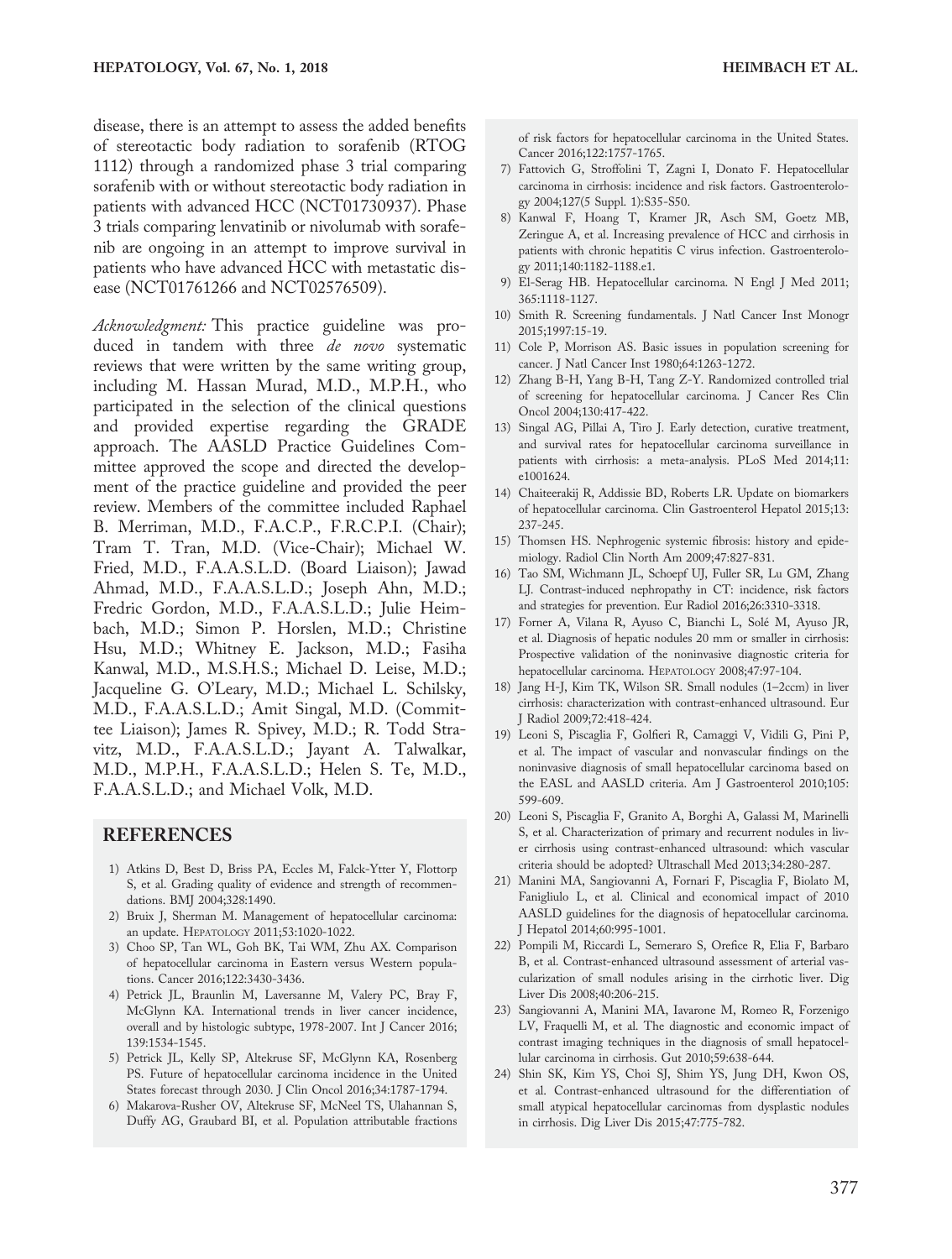disease, there is an attempt to assess the added benefits of stereotactic body radiation to sorafenib (RTOG 1112) through a randomized phase 3 trial comparing sorafenib with or without stereotactic body radiation in patients with advanced HCC (NCT01730937). Phase 3 trials comparing lenvatinib or nivolumab with sorafenib are ongoing in an attempt to improve survival in patients who have advanced HCC with metastatic disease (NCT01761266 and NCT02576509).

*Acknowledgment:* This practice guideline was produced in tandem with three *de novo* systematic reviews that were written by the same writing group, including M. Hassan Murad, M.D., M.P.H., who participated in the selection of the clinical questions and provided expertise regarding the GRADE approach. The AASLD Practice Guidelines Committee approved the scope and directed the development of the practice guideline and provided the peer review. Members of the committee included Raphael B. Merriman, M.D., F.A.C.P., F.R.C.P.I. (Chair); Tram T. Tran, M.D. (Vice-Chair); Michael W. Fried, M.D., F.A.A.S.L.D. (Board Liaison); Jawad Ahmad, M.D., F.A.A.S.L.D.; Joseph Ahn, M.D.; Fredric Gordon, M.D., F.A.A.S.L.D.; Julie Heimbach, M.D.; Simon P. Horslen, M.D.; Christine Hsu, M.D.; Whitney E. Jackson, M.D.; Fasiha Kanwal, M.D., M.S.H.S.; Michael D. Leise, M.D.; Jacqueline G. O'Leary, M.D.; Michael L. Schilsky, M.D., F.A.A.S.L.D.; Amit Singal, M.D. (Committee Liaison); James R. Spivey, M.D.; R. Todd Stravitz, M.D., F.A.A.S.L.D.; Jayant A. Talwalkar, M.D., M.P.H., F.A.A.S.L.D.; Helen S. Te, M.D., F.A.A.S.L.D.; and Michael Volk, M.D.

## REFERENCES

1) Atkins D, Best D, Briss PA, Eccles M, Falck-Ytter Y, Flottorp S, et al. Grading quality of evidence and strength of recommendations. BMJ 2004;328:1490.
2) Bruix J, Sherman M. Management of hepatocellular carcinoma: an update. HEPATOLOGY 2011;53:1020-1022.
3) Choo SP, Tan WL, Goh BK, Tai WM, Zhu AX. Comparison of hepatocellular carcinoma in Eastern versus Western populations. Cancer 2016;122:3430-3436.
4) Petrick JL, Braunlin M, Laversanne M, Valery PC, Bray F, McGlynn KA. International trends in liver cancer incidence, overall and by histologic subtype, 1978-2007. Int J Cancer 2016; 139:1534-1545.
5) Petrick JL, Kelly SP, Altekruse SF, McGlynn KA, Rosenberg PS. Future of hepatocellular carcinoma incidence in the United States forecast through 2030. J Clin Oncol 2016;34:1787-1794.
6) Makarova-Rusher OV, Altekruse SF, McNeel TS, Ulahannan S, Duffy AG, Graubard BI, et al. Population attributable fractions of risk factors for hepatocellular carcinoma in the United States. Cancer 2016;122:1757-1765.
7) Fattovich G, Stroffolini T, Zagni I, Donato F. Hepatocellular carcinoma in cirrhosis: incidence and risk factors. Gastroenterology 2004;127(5 Suppl. 1):S35-S50.
8) Kanwal F, Hoang T, Kramer JR, Asch SM, Goetz MB, Zeringue A, et al. Increasing prevalence of HCC and cirrhosis in patients with chronic hepatitis C virus infection. Gastroenterology 2011;140:1182-1188.e1.
9) El-Serag HB. Hepatocellular carcinoma. N Engl J Med 2011; 365:1118-1127.
10) Smith R. Screening fundamentals. J Natl Cancer Inst Monogr 2015;1997:15-19.
11) Cole P, Morrison AS. Basic issues in population screening for cancer. J Natl Cancer Inst 1980;64:1263-1272.
12) Zhang B-H, Yang B-H, Tang Z-Y. Randomized controlled trial of screening for hepatocellular carcinoma. J Cancer Res Clin Oncol 2004;130:417-422.
13) Singal AG, Pillai A, Tiro J. Early detection, curative treatment, and survival rates for hepatocellular carcinoma surveillance in patients with cirrhosis: a meta-analysis. PLoS Med 2014;11: e1001624.
14) Chaiteerakij R, Addissie BD, Roberts LR. Update on biomarkers of hepatocellular carcinoma. Clin Gastroenterol Hepatol 2015;13: 237-245.
15) Thomsen HS. Nephrogenic systemic fibrosis: history and epidemiology. Radiol Clin North Am 2009;47:827-831.
16) Tao SM, Wichmann JL, Schoepf UJ, Fuller SR, Lu GM, Zhang LJ. Contrast-induced nephropathy in CT: incidence, risk factors and strategies for prevention. Eur Radiol 2016;26:3310-3318.
17) Forner A, Vilana R, Ayuso C, Bianchi L, Solé M, Ayuso JR, et al. Diagnosis of hepatic nodules 20 mm or smaller in cirrhosis: Prospective validation of the noninvasive diagnostic criteria for hepatocellular carcinoma. HEPATOLOGY 2008;47:97-104.
18) Jang H-J, Kim TK, Wilson SR. Small nodules (1–2ccm) in liver cirrhosis: characterization with contrast-enhanced ultrasound. Eur J Radiol 2009;72:418-424.
19) Leoni S, Piscaglia F, Golfieri R, Camaggi V, Vidili G, Pini P, et al. The impact of vascular and nonvascular findings on the noninvasive diagnosis of small hepatocellular carcinoma based on the EASL and AASLD criteria. Am J Gastroenterol 2010;105: 599-609.
20) Leoni S, Piscaglia F, Granito A, Borghi A, Galassi M, Marinelli S, et al. Characterization of primary and recurrent nodules in liver cirrhosis using contrast-enhanced ultrasound: which vascular criteria should be adopted? Ultraschall Med 2013;34:280-287.
21) Manini MA, Sangiovanni A, Fornari F, Piscaglia F, Biolato M, Fanigliulo L, et al. Clinical and economical impact of 2010 AASLD guidelines for the diagnosis of hepatocellular carcinoma. J Hepatol 2014;60:995-1001.
22) Pompili M, Riccardi L, Semeraro S, Orefice R, Elia F, Barbaro B, et al. Contrast-enhanced ultrasound assessment of arterial vascularization of small nodules arising in the cirrhotic liver. Dig Liver Dis 2008;40:206-215.
23) Sangiovanni A, Manini MA, Iavarone M, Romeo R, Forzenigo LV, Fraquelli M, et al. The diagnostic and economic impact of contrast imaging techniques in the diagnosis of small hepatocellular carcinoma in cirrhosis. Gut 2010;59:638-644.
24) Shin SK, Kim YS, Choi SJ, Shim YS, Jung DH, Kwon OS, et al. Contrast-enhanced ultrasound for the differentiation of small atypical hepatocellular carcinomas from dysplastic nodules in cirrhosis. Dig Liver Dis 2015;47:775-782.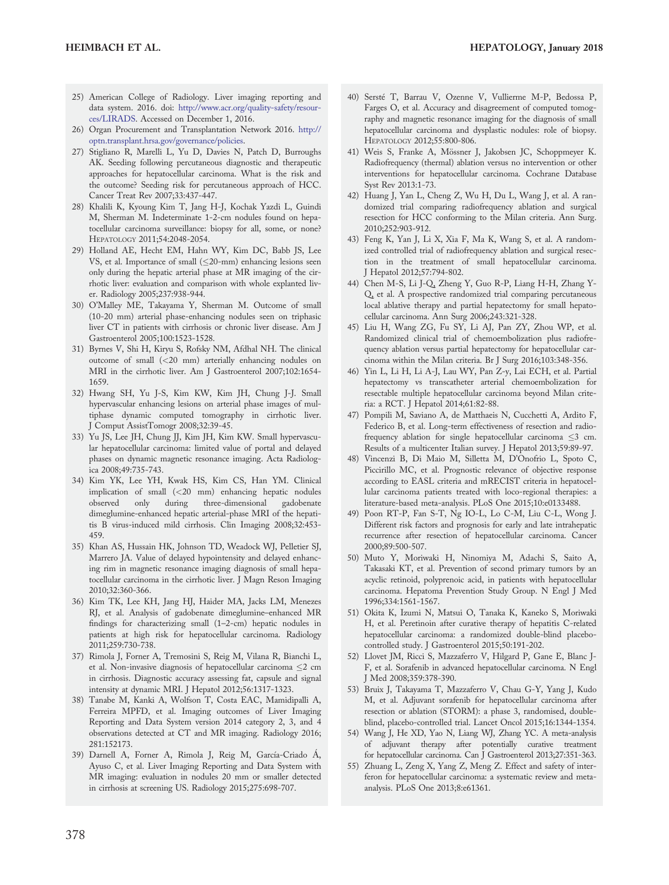25) American College of Radiology. Liver imaging reporting and data system. 2016. doi: http://www.acr.org/quality-safety/resources/LIRADS. Accessed on December 1, 2016.
26) Organ Procurement and Transplantation Network 2016. http://optn.transplant.hrsa.gov/governance/policies.
27) Stigliano R, Marelli L, Yu D, Davies N, Patch D, Burroughs AK. Seeding following percutaneous diagnostic and therapeutic approaches for hepatocellular carcinoma. What is the risk and the outcome? Seeding risk for percutaneous approach of HCC. Cancer Treat Rev 2007;33:437-447.
28) Khalili K, Kyoung Kim T, Jang H-J, Kochak Yazdi L, Guindi M, Sherman M. Indeterminate 1-2-cm nodules found on hepatocellular carcinoma surveillance: biopsy for all, some, or none? HEPATOLOGY 2011;54:2048-2054.
29) Holland AE, Hecht EM, Hahn WY, Kim DC, Babb JS, Lee VS, et al. Importance of small (≤20-mm) enhancing lesions seen only during the hepatic arterial phase at MR imaging of the cirrhotic liver: evaluation and comparison with whole explanted liver. Radiology 2005;237:938-944.
30) O'Malley ME, Takayama Y, Sherman M. Outcome of small (10-20 mm) arterial phase-enhancing nodules seen on triphasic liver CT in patients with cirrhosis or chronic liver disease. Am J Gastroenterol 2005;100:1523-1528.
31) Byrnes V, Shi H, Kiryu S, Rofsky NM, Afdhal NH. The clinical outcome of small (<20 mm) arterially enhancing nodules on MRI in the cirrhotic liver. Am J Gastroenterol 2007;102:1654-1659.
32) Hwang SH, Yu J-S, Kim KW, Kim JH, Chung J-J. Small hypervascular enhancing lesions on arterial phase images of multiphase dynamic computed tomography in cirrhotic liver. J Comput AssistTomogr 2008;32:39-45.
33) Yu JS, Lee JH, Chung JJ, Kim JH, Kim KW. Small hypervascular hepatocellular carcinoma: limited value of portal and delayed phases on dynamic magnetic resonance imaging. Acta Radiologica 2008;49:735-743.
34) Kim YK, Lee YH, Kwak HS, Kim CS, Han YM. Clinical implication of small (<20 mm) enhancing hepatic nodules observed only during three-dimensional gadobenate dimeglumine-enhanced hepatic arterial-phase MRI of the hepatitis B virus-induced mild cirrhosis. Clin Imaging 2008;32:453-459.
35) Khan AS, Hussain HK, Johnson TD, Weadock WJ, Pelletier SJ, Marrero JA. Value of delayed hypointensity and delayed enhancing rim in magnetic resonance imaging diagnosis of small hepatocellular carcinoma in the cirrhotic liver. J Magn Reson Imaging 2010;32:360-366.
36) Kim TK, Lee KH, Jang HJ, Haider MA, Jacks LM, Menezes RJ, et al. Analysis of gadobenate dimeglumine–enhanced MR findings for characterizing small (1–2-cm) hepatic nodules in patients at high risk for hepatocellular carcinoma. Radiology 2011;259:730-738.
37) Rimola J, Forner A, Tremosini S, Reig M, Vilana R, Bianchi L, et al. Non-invasive diagnosis of hepatocellular carcinoma ≤2 cm in cirrhosis. Diagnostic accuracy assessing fat, capsule and signal intensity at dynamic MRI. J Hepatol 2012;56:1317-1323.
38) Tanabe M, Kanki A, Wolfson T, Costa EAC, Mamidipalli A, Ferreira MPFD, et al. Imaging outcomes of Liver Imaging Reporting and Data System version 2014 category 2, 3, and 4 observations detected at CT and MR imaging. Radiology 2016; 281:152173.
39) Darnell A, Forner A, Rimola J, Reig M, García-Criado Á, Ayuso C, et al. Liver Imaging Reporting and Data System with MR imaging: evaluation in nodules 20 mm or smaller detected in cirrhosis at screening US. Radiology 2015;275:698-707.
40) Sersté T, Barrau V, Ozenne V, Vullierme M-P, Bedossa P, Farges O, et al. Accuracy and disagreement of computed tomography and magnetic resonance imaging for the diagnosis of small hepatocellular carcinoma and dysplastic nodules: role of biopsy. HEPATOLOGY 2012;55:800-806.
41) Weis S, Franke A, Mössner J, Jakobsen JC, Schoppmeyer K. Radiofrequency (thermal) ablation versus no intervention or other interventions for hepatocellular carcinoma. Cochrane Database Syst Rev 2013:1-73.
42) Huang J, Yan L, Cheng Z, Wu H, Du L, Wang J, et al. A randomized trial comparing radiofrequency ablation and surgical resection for HCC conforming to the Milan criteria. Ann Surg. 2010;252:903-912.
43) Feng K, Yan J, Li X, Xia F, Ma K, Wang S, et al. A randomized controlled trial of radiofrequency ablation and surgical resection in the treatment of small hepatocellular carcinoma. J Hepatol 2012;57:794-802.
44) Chen M-S, Li J-Q, Zheng Y, Guo R-P, Liang H-H, Zhang Y-Q, et al. A prospective randomized trial comparing percutaneous local ablative therapy and partial hepatectomy for small hepatocellular carcinoma. Ann Surg 2006;243:321-328.
45) Liu H, Wang ZG, Fu SY, Li AJ, Pan ZY, Zhou WP, et al. Randomized clinical trial of chemoembolization plus radiofrequency ablation versus partial hepatectomy for hepatocellular carcinoma within the Milan criteria. Br J Surg 2016;103:348-356.
46) Yin L, Li H, Li A-J, Lau WY, Pan Z-y, Lai ECH, et al. Partial hepatectomy vs transcatheter arterial chemoembolization for resectable multiple hepatocellular carcinoma beyond Milan criteria: a RCT. J Hepatol 2014;61:82-88.
47) Pompili M, Saviano A, de Matthaeis N, Cucchetti A, Ardito F, Federico B, et al. Long-term effectiveness of resection and radiofrequency ablation for single hepatocellular carcinoma ≤3 cm. Results of a multicenter Italian survey. J Hepatol 2013;59:89-97.
48) Vincenzi B, Di Maio M, Silletta M, D'Onofrio L, Spoto C, Piccirillo MC, et al. Prognostic relevance of objective response according to EASL criteria and mRECIST criteria in hepatocellular carcinoma patients treated with loco-regional therapies: a literature-based meta-analysis. PLoS One 2015;10:e0133488.
49) Poon RT-P, Fan S-T, Ng IO-L, Lo C-M, Liu C-L, Wong J. Different risk factors and prognosis for early and late intrahepatic recurrence after resection of hepatocellular carcinoma. Cancer 2000;89:500-507.
50) Muto Y, Moriwaki H, Ninomiya M, Adachi S, Saito A, Takasaki KT, et al. Prevention of second primary tumors by an acyclic retinoid, polyprenoic acid, in patients with hepatocellular carcinoma. Hepatoma Prevention Study Group. N Engl J Med 1996;334:1561-1567.
51) Okita K, Izumi N, Matsui O, Tanaka K, Kaneko S, Moriwaki H, et al. Peretinoin after curative therapy of hepatitis C-related hepatocellular carcinoma: a randomized double-blind placebo-controlled study. J Gastroenterol 2015;50:191-202.
52) Llovet JM, Ricci S, Mazzaferro V, Hilgard P, Gane E, Blanc J-F, et al. Sorafenib in advanced hepatocellular carcinoma. N Engl J Med 2008;359:378-390.
53) Bruix J, Takayama T, Mazzaferro V, Chau G-Y, Yang J, Kudo M, et al. Adjuvant sorafenib for hepatocellular carcinoma after resection or ablation (STORM): a phase 3, randomised, double-blind, placebo-controlled trial. Lancet Oncol 2015;16:1344-1354.
54) Wang J, He XD, Yao N, Liang WJ, Zhang YC. A meta-analysis of adjuvant therapy after potentially curative treatment for hepatocellular carcinoma. Can J Gastroenterol 2013;27:351-363.
55) Zhuang L, Zeng X, Yang Z, Meng Z. Effect and safety of interferon for hepatocellular carcinoma: a systematic review and meta-analysis. PLoS One 2013;8:e61361.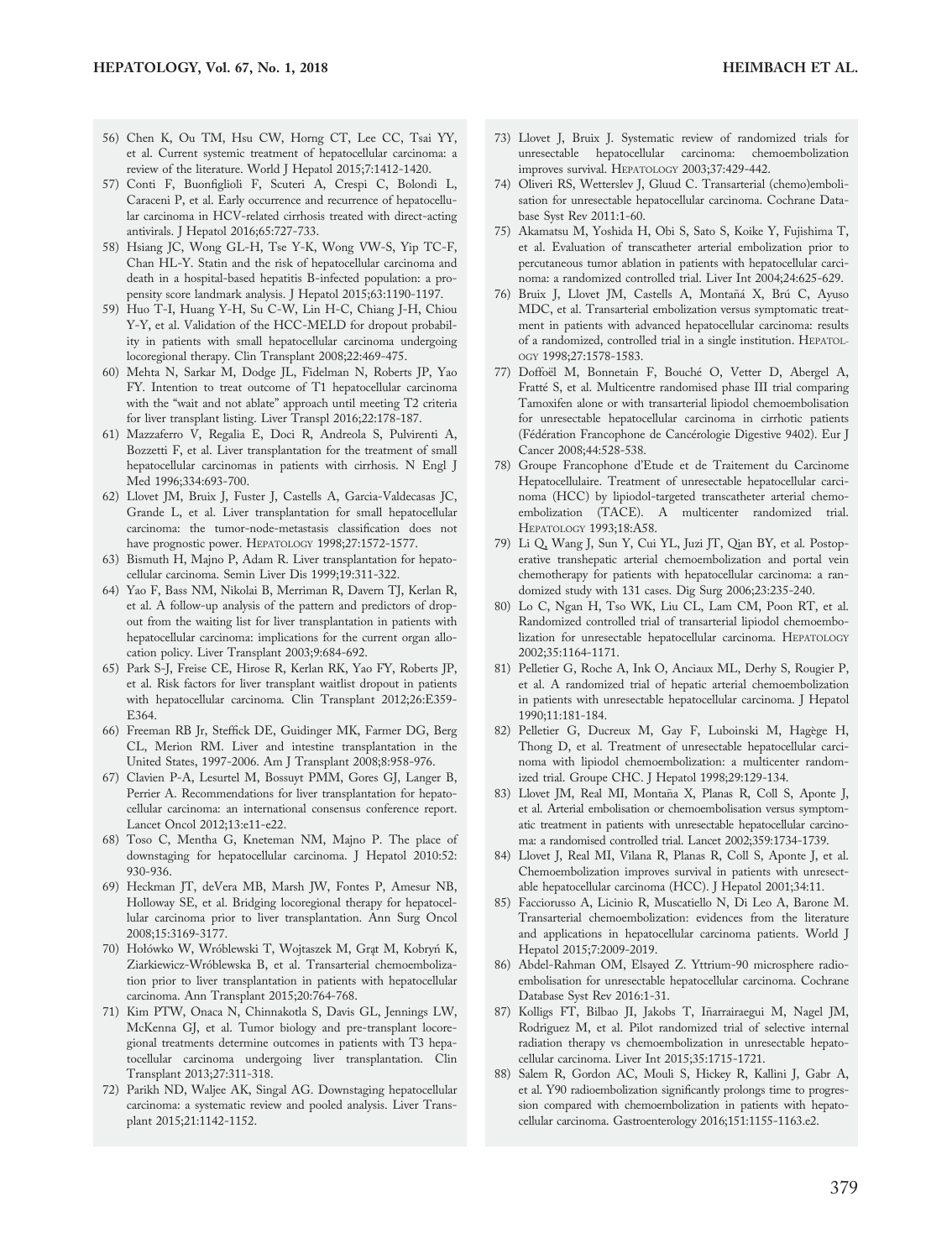56) Chen K, Ou TM, Hsu CW, Horng CT, Lee CC, Tsai YY, et al. Current systemic treatment of hepatocellular carcinoma: a review of the literature. World J Hepatol 2015;7:1412-1420.
57) Conti F, Buonfiglioli F, Scuteri A, Crespi C, Bolondi L, Caraceni P, et al. Early occurrence and recurrence of hepatocellular carcinoma in HCV-related cirrhosis treated with direct-acting antivirals. J Hepatol 2016;65:727-733.
58) Hsiang JC, Wong GL-H, Tse Y-K, Wong VW-S, Yip TC-F, Chan HL-Y. Statin and the risk of hepatocellular carcinoma and death in a hospital-based hepatitis B-infected population: a propensity score landmark analysis. J Hepatol 2015;63:1190-1197.
59) Huo T-I, Huang Y-H, Su C-W, Lin H-C, Chiang J-H, Chiou Y-Y, et al. Validation of the HCC-MELD for dropout probability in patients with small hepatocellular carcinoma undergoing locoregional therapy. Clin Transplant 2008;22:469-475.
60) Mehta N, Sarkar M, Dodge JL, Fidelman N, Roberts JP, Yao FY. Intention to treat outcome of T1 hepatocellular carcinoma with the "wait and not ablate" approach until meeting T2 criteria for liver transplant listing. Liver Transpl 2016;22:178-187.
61) Mazzaferro V, Regalia E, Doci R, Andreola S, Pulvirenti A, Bozzetti F, et al. Liver transplantation for the treatment of small hepatocellular carcinomas in patients with cirrhosis. N Engl J Med 1996;334:693-700.
62) Llovet JM, Bruix J, Fuster J, Castells A, Garcia-Valdecasas JC, Grande L, et al. Liver transplantation for small hepatocellular carcinoma: the tumor-node-metastasis classification does not have prognostic power. HEPATOLOGY 1998;27:1572-1577.
63) Bismuth H, Majno P, Adam R. Liver transplantation for hepatocellular carcinoma. Semin Liver Dis 1999;19:311-322.
64) Yao F, Bass NM, Nikolai B, Merriman R, Davern TJ, Kerlan R, et al. A follow-up analysis of the pattern and predictors of dropout from the waiting list for liver transplantation in patients with hepatocellular carcinoma: implications for the current organ allocation policy. Liver Transplant 2003;9:684-692.
65) Park S-J, Freise CE, Hirose R, Kerlan RK, Yao FY, Roberts JP, et al. Risk factors for liver transplant waitlist dropout in patients with hepatocellular carcinoma. Clin Transplant 2012;26:E359-E364.
66) Freeman RB Jr, Steffick DE, Guidinger MK, Farmer DG, Berg CL, Merion RM. Liver and intestine transplantation in the United States, 1997-2006. Am J Transplant 2008;8:958-976.
67) Clavien P-A, Lesurtel M, Bossuyt PMM, Gores GJ, Langer B, Perrier A. Recommendations for liver transplantation for hepatocellular carcinoma: an international consensus conference report. Lancet Oncol 2012;13:e11-e22.
68) Toso C, Mentha G, Kneteman NM, Majno P. The place of downstaging for hepatocellular carcinoma. J Hepatol 2010:52: 930-936.
69) Heckman JT, deVera MB, Marsh JW, Fontes P, Amesur NB, Holloway SE, et al. Bridging locoregional therapy for hepatocellular carcinoma prior to liver transplantation. Ann Surg Oncol 2008;15:3169-3177.
70) Hołówko W, Wróblewski T, Wojtaszek M, Grąt M, Kobryń K, Ziarkiewicz-Wróblewska B, et al. Transarterial chemoembolization prior to liver transplantation in patients with hepatocellular carcinoma. Ann Transplant 2015;20:764-768.
71) Kim PTW, Onaca N, Chinnakotla S, Davis GL, Jennings LW, McKenna GJ, et al. Tumor biology and pre-transplant locoregional treatments determine outcomes in patients with T3 hepatocellular carcinoma undergoing liver transplantation. Clin Transplant 2013;27:311-318.
72) Parikh ND, Waljee AK, Singal AG. Downstaging hepatocellular carcinoma: a systematic review and pooled analysis. Liver Transplant 2015;21:1142-1152.
73) Llovet J, Bruix J. Systematic review of randomized trials for unresectable hepatocellular carcinoma: chemoembolization improves survival. HEPATOLOGY 2003;37:429-442.
74) Oliveri RS, Wetterslev J, Gluud C. Transarterial (chemo)embolisation for unresectable hepatocellular carcinoma. Cochrane Database Syst Rev 2011:1-60.
75) Akamatsu M, Yoshida H, Obi S, Sato S, Koike Y, Fujishima T, et al. Evaluation of transcatheter arterial embolization prior to percutaneous tumor ablation in patients with hepatocellular carcinoma: a randomized controlled trial. Liver Int 2004;24:625-629.
76) Bruix J, Llovet JM, Castells A, Montañá X, Brú C, Ayuso MDC, et al. Transarterial embolization versus symptomatic treatment in patients with advanced hepatocellular carcinoma: results of a randomized, controlled trial in a single institution. HEPATOLOGY 1998;27:1578-1583.
77) Doffoël M, Bonnetain F, Bouché O, Vetter D, Abergel A, Fratté S, et al. Multicentre randomised phase III trial comparing Tamoxifen alone or with transarterial lipiodol chemoembolisation for unresectable hepatocellular carcinoma in cirrhotic patients (Fédération Francophone de Cancérologie Digestive 9402). Eur J Cancer 2008;44:528-538.
78) Groupe Francophone d'Etude et de Traitement du Carcinome Hepatocellulaire. Treatment of unresectable hepatocellular carcinoma (HCC) by lipiodol-targeted transcatheter arterial chemoembolization (TACE). A multicenter randomized trial. HEPATOLOGY 1993;18:A58.
79) Li Q, Wang J, Sun Y, Cui YL, Juzi JT, Qian BY, et al. Postoperative transhepatic arterial chemoembolization and portal vein chemotherapy for patients with hepatocellular carcinoma: a randomized study with 131 cases. Dig Surg 2006;23:235-240.
80) Lo C, Ngan H, Tso WK, Liu CL, Lam CM, Poon RT, et al. Randomized controlled trial of transarterial lipiodol chemoembolization for unresectable hepatocellular carcinoma. HEPATOLOGY 2002;35:1164-1171.
81) Pelletier G, Roche A, Ink O, Anciaux ML, Derhy S, Rougier P, et al. A randomized trial of hepatic arterial chemoembolization in patients with unresectable hepatocellular carcinoma. J Hepatol 1990;11:181-184.
82) Pelletier G, Ducreux M, Gay F, Luboinski M, Hagège H, Thong D, et al. Treatment of unresectable hepatocellular carcinoma with lipiodol chemoembolization: a multicenter randomized trial. Groupe CHC. J Hepatol 1998;29:129-134.
83) Llovet JM, Real MI, Montaña X, Planas R, Coll S, Aponte J, et al. Arterial embolisation or chemoembolisation versus symptomatic treatment in patients with unresectable hepatocellular carcinoma: a randomised controlled trial. Lancet 2002;359:1734-1739.
84) Llovet J, Real MI, Vilana R, Planas R, Coll S, Aponte J, et al. Chemoembolization improves survival in patients with unresectable hepatocellular carcinoma (HCC). J Hepatol 2001;34:11.
85) Facciorusso A, Licinio R, Muscatiello N, Di Leo A, Barone M. Transarterial chemoembolization: evidences from the literature and applications in hepatocellular carcinoma patients. World J Hepatol 2015;7:2009-2019.
86) Abdel-Rahman OM, Elsayed Z. Yttrium-90 microsphere radioembolisation for unresectable hepatocellular carcinoma. Cochrane Database Syst Rev 2016:1-31.
87) Kolligs FT, Bilbao JI, Jakobs T, Iñarrairaegui M, Nagel JM, Rodriguez M, et al. Pilot randomized trial of selective internal radiation therapy vs chemoembolization in unresectable hepatocellular carcinoma. Liver Int 2015;35:1715-1721.
88) Salem R, Gordon AC, Mouli S, Hickey R, Kallini J, Gabr A, et al. Y90 radioembolization significantly prolongs time to progression compared with chemoembolization in patients with hepatocellular carcinoma. Gastroenterology 2016;151:1155-1163.e2.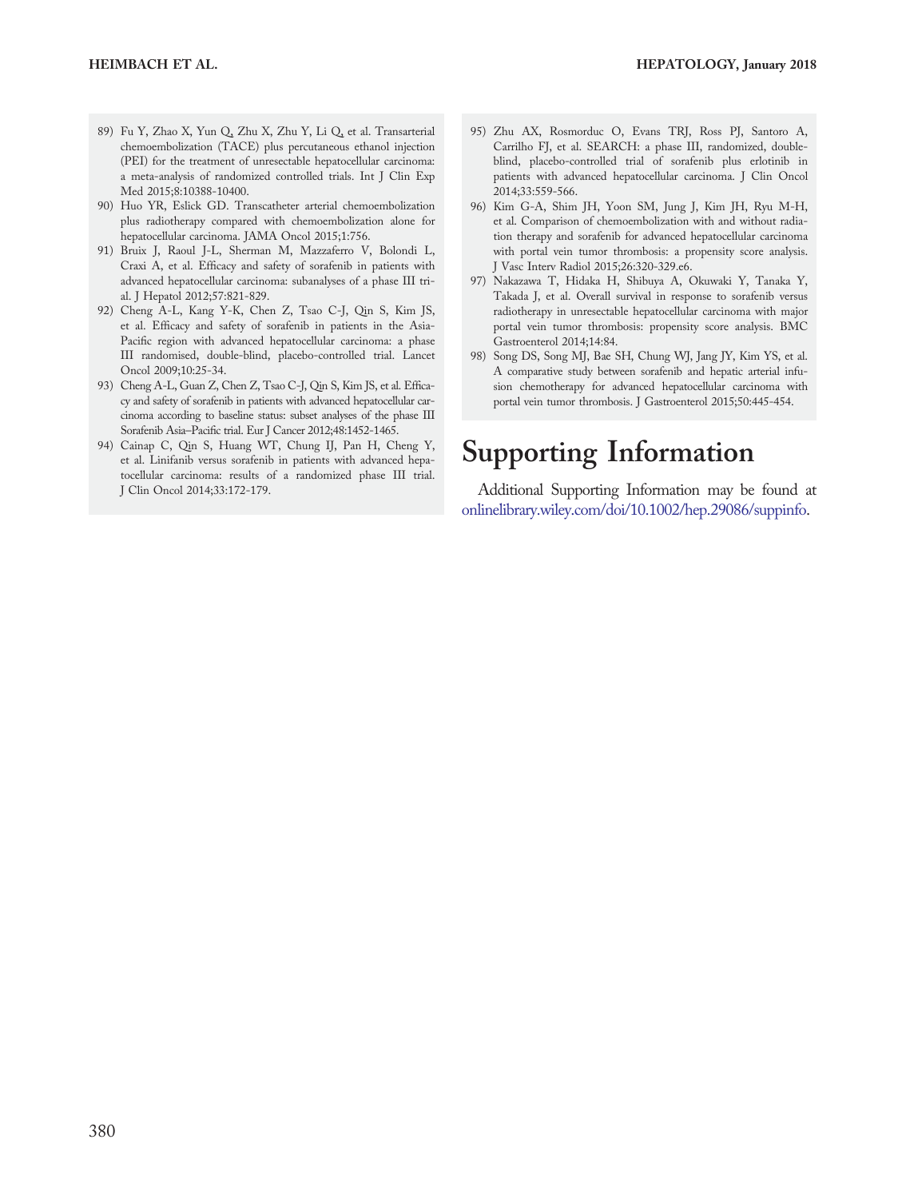89) Fu Y, Zhao X, Yun Q, Zhu X, Zhu Y, Li Q, et al. Transarterial chemoembolization (TACE) plus percutaneous ethanol injection (PEI) for the treatment of unresectable hepatocellular carcinoma: a meta-analysis of randomized controlled trials. Int J Clin Exp Med 2015;8:10388-10400.
90) Huo YR, Eslick GD. Transcatheter arterial chemoembolization plus radiotherapy compared with chemoembolization alone for hepatocellular carcinoma. JAMA Oncol 2015;1:756.
91) Bruix J, Raoul J-L, Sherman M, Mazzaferro V, Bolondi L, Craxi A, et al. Efficacy and safety of sorafenib in patients with advanced hepatocellular carcinoma: subanalyses of a phase III trial. J Hepatol 2012;57:821-829.
92) Cheng A-L, Kang Y-K, Chen Z, Tsao C-J, Qin S, Kim JS, et al. Efficacy and safety of sorafenib in patients in the Asia-Pacific region with advanced hepatocellular carcinoma: a phase III randomised, double-blind, placebo-controlled trial. Lancet Oncol 2009;10:25-34.
93) Cheng A-L, Guan Z, Chen Z, Tsao C-J, Qin S, Kim JS, et al. Efficacy and safety of sorafenib in patients with advanced hepatocellular carcinoma according to baseline status: subset analyses of the phase III Sorafenib Asia–Pacific trial. Eur J Cancer 2012;48:1452-1465.
94) Cainap C, Qin S, Huang WT, Chung IJ, Pan H, Cheng Y, et al. Linifanib versus sorafenib in patients with advanced hepatocellular carcinoma: results of a randomized phase III trial. J Clin Oncol 2014;33:172-179.
95) Zhu AX, Rosmorduc O, Evans TRJ, Ross PJ, Santoro A, Carrilho FJ, et al. SEARCH: a phase III, randomized, double-blind, placebo-controlled trial of sorafenib plus erlotinib in patients with advanced hepatocellular carcinoma. J Clin Oncol 2014;33:559-566.
96) Kim G-A, Shim JH, Yoon SM, Jung J, Kim JH, Ryu M-H, et al. Comparison of chemoembolization with and without radiation therapy and sorafenib for advanced hepatocellular carcinoma with portal vein tumor thrombosis: a propensity score analysis. J Vasc Interv Radiol 2015;26:320-329.e6.
97) Nakazawa T, Hidaka H, Shibuya A, Okuwaki Y, Tanaka Y, Takada J, et al. Overall survival in response to sorafenib versus radiotherapy in unresectable hepatocellular carcinoma with major portal vein tumor thrombosis: propensity score analysis. BMC Gastroenterol 2014;14:84.
98) Song DS, Song MJ, Bae SH, Chung WJ, Jang JY, Kim YS, et al. A comparative study between sorafenib and hepatic arterial infusion chemotherapy for advanced hepatocellular carcinoma with portal vein tumor thrombosis. J Gastroenterol 2015;50:445-454.

# Supporting Information

Additional Supporting Information may be found at onlinelibrary.wiley.com/doi/10.1002/hep.29086/suppinfo.